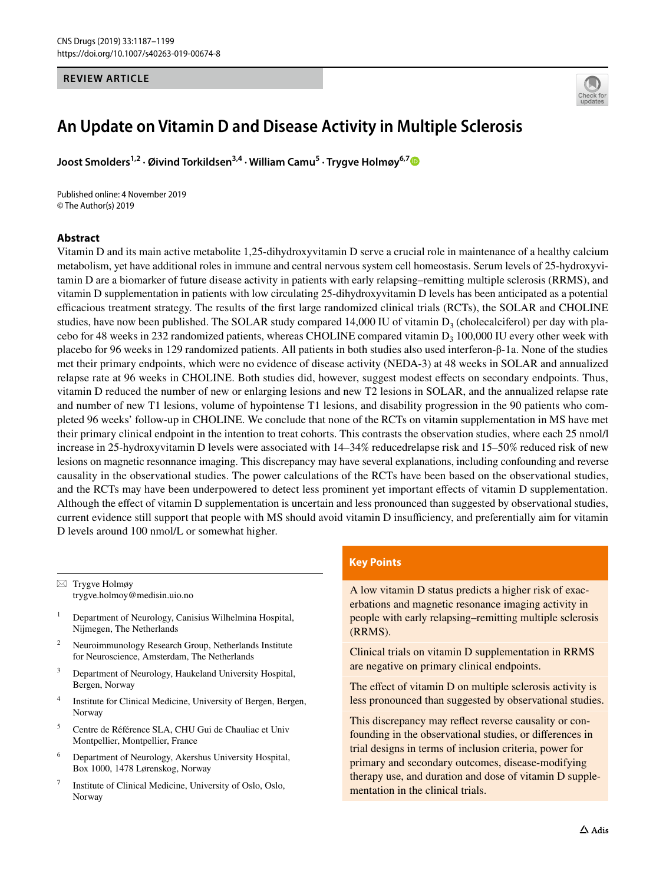REVIEW ARTICLE

# An Update on Vitamin D and Disease Activity in Multiple Sclerosis

**Joost Smolders[1,2] · Øivind Torkildsen[3,4] · William Camu[5] · Trygve Holmøy[6,7]**

Published online: 4 November 2019
© The Author(s) 2019

## Abstract

Vitamin D and its main active metabolite 1,25-dihydroxyvitamin D serve a crucial role in maintenance of a healthy calcium metabolism, yet have additional roles in immune and central nervous system cell homeostasis. Serum levels of 25-hydroxyvitamin D are a biomarker of future disease activity in patients with early relapsing–remitting multiple sclerosis (RRMS), and vitamin D supplementation in patients with low circulating 25-dihydroxyvitamin D levels has been anticipated as a potential efficacious treatment strategy. The results of the first large randomized clinical trials (RCTs), the SOLAR and CHOLINE studies, have now been published. The SOLAR study compared 14,000 IU of vitamin $D_3$ (cholecalciferol) per day with placebo for 48 weeks in 232 randomized patients, whereas CHOLINE compared vitamin $D_3$ 100,000 IU every other week with placebo for 96 weeks in 129 randomized patients. All patients in both studies also used interferon-β-1a. None of the studies met their primary endpoints, which were no evidence of disease activity (NEDA-3) at 48 weeks in SOLAR and annualized relapse rate at 96 weeks in CHOLINE. Both studies did, however, suggest modest effects on secondary endpoints. Thus, vitamin D reduced the number of new or enlarging lesions and new T2 lesions in SOLAR, and the annualized relapse rate and number of new T1 lesions, volume of hypointense T1 lesions, and disability progression in the 90 patients who completed 96 weeks' follow-up in CHOLINE. We conclude that none of the RCTs on vitamin supplementation in MS have met their primary clinical endpoint in the intention to treat cohorts. This contrasts the observation studies, where each 25 nmol/l increase in 25-hydroxyvitamin D levels were associated with 14–34% reducedrelapse risk and 15–50% reduced risk of new lesions on magnetic resonance imaging. This discrepancy may have several explanations, including confounding and reverse causality in the observational studies. The power calculations of the RCTs have been based on the observational studies, and the RCTs may have been underpowered to detect less prominent yet important effects of vitamin D supplementation. Although the effect of vitamin D supplementation is uncertain and less pronounced than suggested by observational studies, current evidence still support that people with MS should avoid vitamin D insufficiency, and preferentially aim for vitamin D levels around 100 nmol/L or somewhat higher.

✉ Trygve Holmøy
trygve.holmoy@medisin.uio.no

1. Department of Neurology, Canisius Wilhelmina Hospital, Nijmegen, The Netherlands
2. Neuroimmunology Research Group, Netherlands Institute for Neuroscience, Amsterdam, The Netherlands
3. Department of Neurology, Haukeland University Hospital, Bergen, Norway
4. Institute for Clinical Medicine, University of Bergen, Bergen, Norway
5. Centre de Référence SLA, CHU Gui de Chauliac et Univ Montpellier, Montpellier, France
6. Department of Neurology, Akershus University Hospital, Box 1000, 1478 Lørenskog, Norway
7. Institute of Clinical Medicine, University of Oslo, Oslo, Norway

## Key Points

A low vitamin D status predicts a higher risk of exacerbations and magnetic resonance imaging activity in people with early relapsing–remitting multiple sclerosis (RRMS).

Clinical trials on vitamin D supplementation in RRMS are negative on primary clinical endpoints.

The effect of vitamin D on multiple sclerosis activity is less pronounced than suggested by observational studies.

This discrepancy may reflect reverse causality or confounding in the observational studies, or differences in trial designs in terms of inclusion criteria, power for primary and secondary outcomes, disease-modifying therapy use, and duration and dose of vitamin D supplementation in the clinical trials.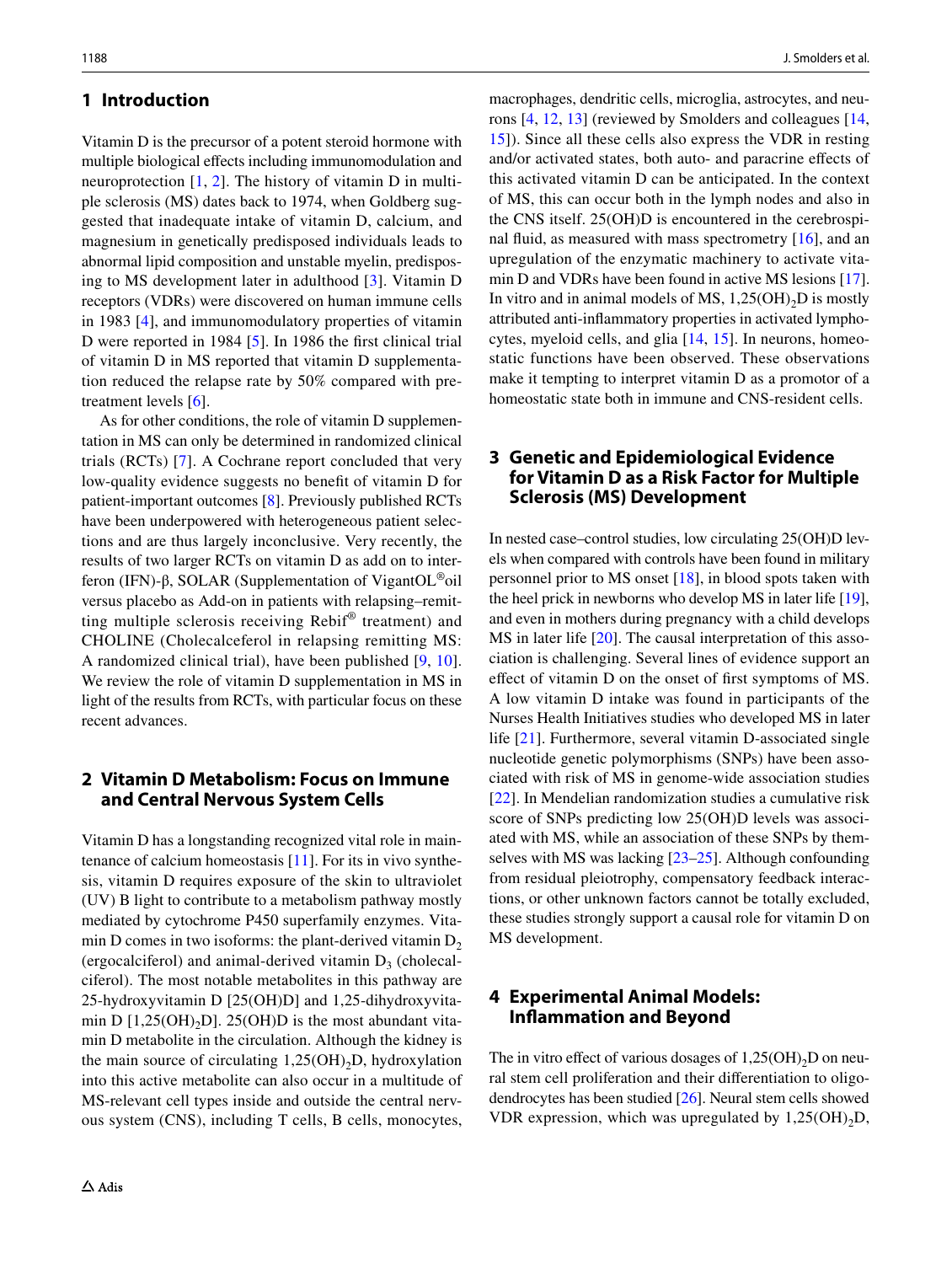## 1 Introduction

Vitamin D is the precursor of a potent steroid hormone with multiple biological effects including immunomodulation and neuroprotection [1, 2]. The history of vitamin D in multiple sclerosis (MS) dates back to 1974, when Goldberg suggested that inadequate intake of vitamin D, calcium, and magnesium in genetically predisposed individuals leads to abnormal lipid composition and unstable myelin, predisposing to MS development later in adulthood [3]. Vitamin D receptors (VDRs) were discovered on human immune cells in 1983 [4], and immunomodulatory properties of vitamin D were reported in 1984 [5]. In 1986 the first clinical trial of vitamin D in MS reported that vitamin D supplementation reduced the relapse rate by 50% compared with pre-treatment levels [6].

As for other conditions, the role of vitamin D supplementation in MS can only be determined in randomized clinical trials (RCTs) [7]. A Cochrane report concluded that very low-quality evidence suggests no benefit of vitamin D for patient-important outcomes [8]. Previously published RCTs have been underpowered with heterogeneous patient selections and are thus largely inconclusive. Very recently, the results of two larger RCTs on vitamin D as add on to interferon (IFN)-β, SOLAR (Supplementation of VigantOL®oil versus placebo as Add-on in patients with relapsing–remitting multiple sclerosis receiving Rebif® treatment) and CHOLINE (Cholecalceferol in relapsing remitting MS: A randomized clinical trial), have been published [9, 10]. We review the role of vitamin D supplementation in MS in light of the results from RCTs, with particular focus on these recent advances.

## 2 Vitamin D Metabolism: Focus on Immune and Central Nervous System Cells

Vitamin D has a longstanding recognized vital role in maintenance of calcium homeostasis [11]. For its in vivo synthesis, vitamin D requires exposure of the skin to ultraviolet (UV) B light to contribute to a metabolism pathway mostly mediated by cytochrome P450 superfamily enzymes. Vitamin D comes in two isoforms: the plant-derived vitamin $D_2$ (ergocalciferol) and animal-derived vitamin $D_3$ (cholecalciferol). The most notable metabolites in this pathway are 25-hydroxyvitamin D [25(OH)D] and 1,25-dihydroxyvitamin D [$1,25(OH)_2D$]. 25(OH)D is the most abundant vitamin D metabolite in the circulation. Although the kidney is the main source of circulating $1,25(OH)_2D$, hydroxylation into this active metabolite can also occur in a multitude of MS-relevant cell types inside and outside the central nervous system (CNS), including T cells, B cells, monocytes, macrophages, dendritic cells, microglia, astrocytes, and neurons [4, 12, 13] (reviewed by Smolders and colleagues [14, 15]). Since all these cells also express the VDR in resting and/or activated states, both auto- and paracrine effects of this activated vitamin D can be anticipated. In the context of MS, this can occur both in the lymph nodes and also in the CNS itself. 25(OH)D is encountered in the cerebrospinal fluid, as measured with mass spectrometry [16], and an upregulation of the enzymatic machinery to activate vitamin D and VDRs have been found in active MS lesions [17]. In vitro and in animal models of MS, $1,25(OH)_2D$ is mostly attributed anti-inflammatory properties in activated lymphocytes, myeloid cells, and glia [14, 15]. In neurons, homeostatic functions have been observed. These observations make it tempting to interpret vitamin D as a promotor of a homeostatic state both in immune and CNS-resident cells.

## 3 Genetic and Epidemiological Evidence for Vitamin D as a Risk Factor for Multiple Sclerosis (MS) Development

In nested case–control studies, low circulating 25(OH)D levels when compared with controls have been found in military personnel prior to MS onset [18], in blood spots taken with the heel prick in newborns who develop MS in later life [19], and even in mothers during pregnancy with a child develops MS in later life [20]. The causal interpretation of this association is challenging. Several lines of evidence support an effect of vitamin D on the onset of first symptoms of MS. A low vitamin D intake was found in participants of the Nurses Health Initiatives studies who developed MS in later life [21]. Furthermore, several vitamin D-associated single nucleotide genetic polymorphisms (SNPs) have been associated with risk of MS in genome-wide association studies [22]. In Mendelian randomization studies a cumulative risk score of SNPs predicting low 25(OH)D levels was associated with MS, while an association of these SNPs by themselves with MS was lacking [23–25]. Although confounding from residual pleiotrophy, compensatory feedback interactions, or other unknown factors cannot be totally excluded, these studies strongly support a causal role for vitamin D on MS development.

## 4 Experimental Animal Models: Inflammation and Beyond

The in vitro effect of various dosages of $1,25(OH)_2D$ on neural stem cell proliferation and their differentiation to oligodendrocytes has been studied [26]. Neural stem cells showed VDR expression, which was upregulated by $1,25(OH)_2D$,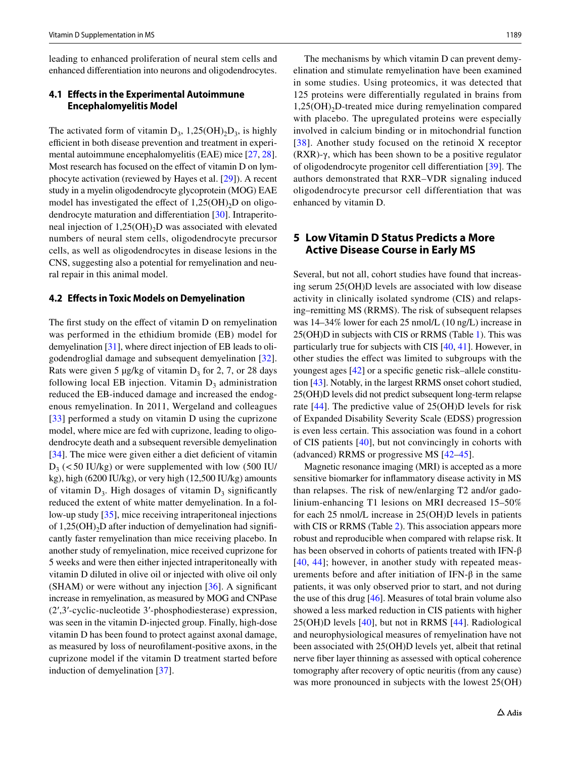leading to enhanced proliferation of neural stem cells and enhanced differentiation into neurons and oligodendrocytes.

### 4.1 Effects in the Experimental Autoimmune Encephalomyelitis Model

The activated form of vitamin $D_3$, $1,25(OH)_2D_3$, is highly efficient in both disease prevention and treatment in experimental autoimmune encephalomyelitis (EAE) mice [27, 28]. Most research has focused on the effect of vitamin D on lymphocyte activation (reviewed by Hayes et al. [29]). A recent study in a myelin oligodendrocyte glycoprotein (MOG) EAE model has investigated the effect of $1,25(OH)_2D$ on oligodendrocyte maturation and differentiation [30]. Intraperitoneal injection of $1,25(OH)_2D$ was associated with elevated numbers of neural stem cells, oligodendrocyte precursor cells, as well as oligodendrocytes in disease lesions in the CNS, suggesting also a potential for remyelination and neural repair in this animal model.

### 4.2 Effects in Toxic Models on Demyelination

The first study on the effect of vitamin D on remyelination was performed in the ethidium bromide (EB) model for demyelination [31], where direct injection of EB leads to oligodendroglial damage and subsequent demyelination [32]. Rats were given 5 μg/kg of vitamin $D_3$ for 2, 7, or 28 days following local EB injection. Vitamin $D_3$ administration reduced the EB-induced damage and increased the endogenous remyelination. In 2011, Wergeland and colleagues [33] performed a study on vitamin D using the cuprizone model, where mice are fed with cuprizone, leading to oligodendrocyte death and a subsequent reversible demyelination [34]. The mice were given either a diet deficient of vitamin $D_3$ (< 50 IU/kg) or were supplemented with low (500 IU/kg), high (6200 IU/kg), or very high (12,500 IU/kg) amounts of vitamin $D_3$. High dosages of vitamin $D_3$ significantly reduced the extent of white matter demyelination. In a follow-up study [35], mice receiving intraperitoneal injections of $1,25(OH)_2D$ after induction of demyelination had significantly faster remyelination than mice receiving placebo. In another study of remyelination, mice received cuprizone for 5 weeks and were then either injected intraperitoneally with vitamin D diluted in olive oil or injected with olive oil only (SHAM) or were without any injection [36]. A significant increase in remyelination, as measured by MOG and CNPase (2′,3′-cyclic-nucleotide 3′-phosphodiesterase) expression, was seen in the vitamin D-injected group. Finally, high-dose vitamin D has been found to protect against axonal damage, as measured by loss of neurofilament-positive axons, in the cuprizone model if the vitamin D treatment started before induction of demyelination [37].

The mechanisms by which vitamin D can prevent demyelination and stimulate remyelination have been examined in some studies. Using proteomics, it was detected that 125 proteins were differentially regulated in brains from $1,25(OH)_2D$-treated mice during remyelination compared with placebo. The upregulated proteins were especially involved in calcium binding or in mitochondrial function [38]. Another study focused on the retinoid X receptor (RXR)-γ, which has been shown to be a positive regulator of oligodendrocyte progenitor cell differentiation [39]. The authors demonstrated that RXR–VDR signaling induced oligodendrocyte precursor cell differentiation that was enhanced by vitamin D.

## 5 Low Vitamin D Status Predicts a More Active Disease Course in Early MS

Several, but not all, cohort studies have found that increasing serum 25(OH)D levels are associated with low disease activity in clinically isolated syndrome (CIS) and relapsing–remitting MS (RRMS). The risk of subsequent relapses was 14–34% lower for each 25 nmol/L (10 ng/L) increase in 25(OH)D in subjects with CIS or RRMS (Table 1). This was particularly true for subjects with CIS [40, 41]. However, in other studies the effect was limited to subgroups with the youngest ages [42] or a specific genetic risk–allele constitution [43]. Notably, in the largest RRMS onset cohort studied, 25(OH)D levels did not predict subsequent long-term relapse rate [44]. The predictive value of 25(OH)D levels for risk of Expanded Disability Severity Scale (EDSS) progression is even less certain. This association was found in a cohort of CIS patients [40], but not convincingly in cohorts with (advanced) RRMS or progressive MS [42–45].

Magnetic resonance imaging (MRI) is accepted as a more sensitive biomarker for inflammatory disease activity in MS than relapses. The risk of new/enlarging T2 and/or gadolinium-enhancing T1 lesions on MRI decreased 15–50% for each 25 nmol/L increase in 25(OH)D levels in patients with CIS or RRMS (Table 2). This association appears more robust and reproducible when compared with relapse risk. It has been observed in cohorts of patients treated with IFN-β [40, 44]; however, in another study with repeated measurements before and after initiation of IFN-β in the same patients, it was only observed prior to start, and not during the use of this drug [46]. Measures of total brain volume also showed a less marked reduction in CIS patients with higher 25(OH)D levels [40], but not in RRMS [44]. Radiological and neurophysiological measures of remyelination have not been associated with 25(OH)D levels yet, albeit that retinal nerve fiber layer thinning as assessed with optical coherence tomography after recovery of optic neuritis (from any cause) was more pronounced in subjects with the lowest 25(OH)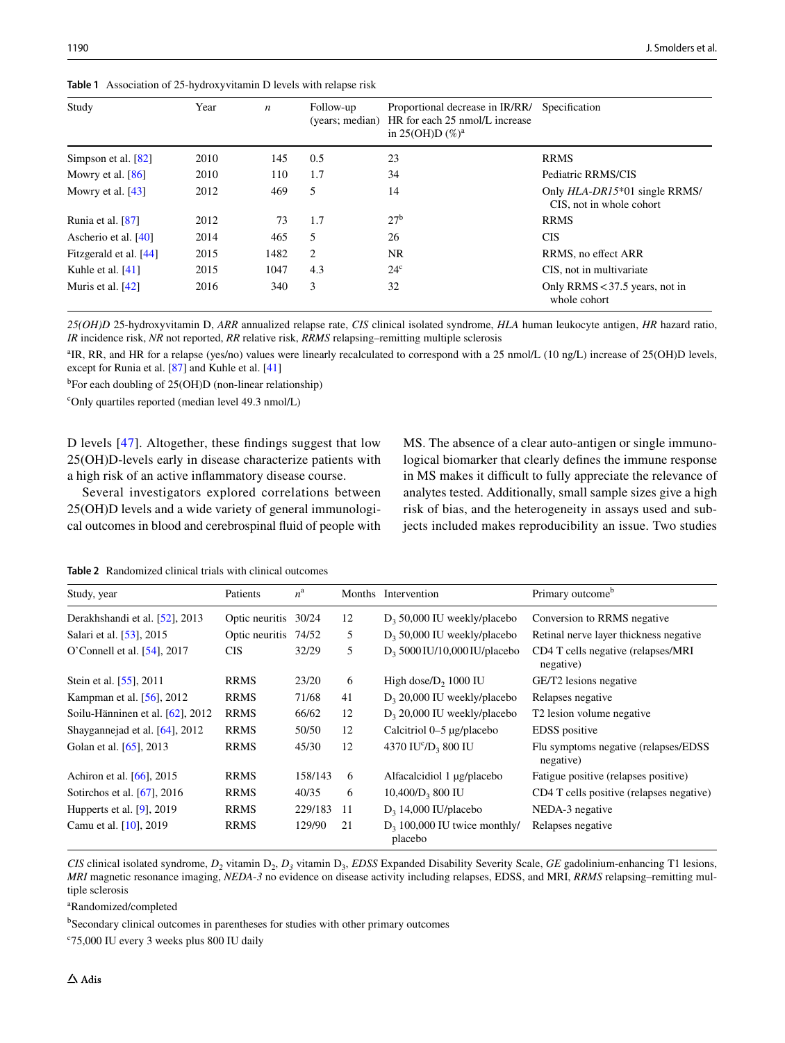**Table 1** Association of 25-hydroxyvitamin D levels with relapse risk

| Study | Year | *n* | Follow-up (years; median) | Proportional decrease in IR/RR/HR for each 25 nmol/L increase in 25(OH)D (%)[a] | Specification |
|---|---|---|---|---|---|
| Simpson et al. [82] | 2010 | 145 | 0.5 | 23 | RRMS |
| Mowry et al. [86] | 2010 | 110 | 1.7 | 34 | Pediatric RRMS/CIS |
| Mowry et al. [43] | 2012 | 469 | 5 | 14 | Only *HLA-DR15*\*01 single RRMS/CIS, not in whole cohort |
| Runia et al. [87] | 2012 | 73 | 1.7 | 27[b] | RRMS |
| Ascherio et al. [40] | 2014 | 465 | 5 | 26 | CIS |
| Fitzgerald et al. [44] | 2015 | 1482 | 2 | NR | RRMS, no effect ARR |
| Kuhle et al. [41] | 2015 | 1047 | 4.3 | 24[c] | CIS, not in multivariate |
| Muris et al. [42] | 2016 | 340 | 3 | 32 | Only RRMS < 37.5 years, not in whole cohort |

*25(OH)D* 25-hydroxyvitamin D, *ARR* annualized relapse rate, *CIS* clinical isolated syndrome, *HLA* human leukocyte antigen, *HR* hazard ratio, *IR* incidence risk, *NR* not reported, *RR* relative risk, *RRMS* relapsing–remitting multiple sclerosis

[a]IR, RR, and HR for a relapse (yes/no) values were linearly recalculated to correspond with a 25 nmol/L (10 ng/L) increase of 25(OH)D levels, except for Runia et al. [87] and Kuhle et al. [41]

[b]For each doubling of 25(OH)D (non-linear relationship)

[c]Only quartiles reported (median level 49.3 nmol/L)

D levels [47]. Altogether, these findings suggest that low 25(OH)D-levels early in disease characterize patients with a high risk of an active inflammatory disease course.

Several investigators explored correlations between 25(OH)D levels and a wide variety of general immunological outcomes in blood and cerebrospinal fluid of people with MS. The absence of a clear auto-antigen or single immunological biomarker that clearly defines the immune response in MS makes it difficult to fully appreciate the relevance of analytes tested. Additionally, small sample sizes give a high risk of bias, and the heterogeneity in assays used and subjects included makes reproducibility an issue. Two studies

**Table 2** Randomized clinical trials with clinical outcomes

| Study, year | Patients | $n$[a] | Months | Intervention | Primary outcome[b] |
|---|---|---|---|---|---|
| Derakhshandi et al. [52], 2013 | Optic neuritis | 30/24 | 12 | $D_3$ 50,000 IU weekly/placebo | Conversion to RRMS negative |
| Salari et al. [53], 2015 | Optic neuritis | 74/52 | 5 | $D_3$ 50,000 IU weekly/placebo | Retinal nerve layer thickness negative |
| O'Connell et al. [54], 2017 | CIS | 32/29 | 5 | $D_3$ 5000 IU/10,000 IU/placebo | CD4 T cells negative (relapses/MRI negative) |
| Stein et al. [55], 2011 | RRMS | 23/20 | 6 | High dose/$D_2$ 1000 IU | GE/T2 lesions negative |
| Kampman et al. [56], 2012 | RRMS | 71/68 | 41 | $D_3$ 20,000 IU weekly/placebo | Relapses negative |
| Soilu-Hänninen et al. [62], 2012 | RRMS | 66/62 | 12 | $D_3$ 20,000 IU weekly/placebo | T2 lesion volume negative |
| Shaygannejad et al. [64], 2012 | RRMS | 50/50 | 12 | Calcitriol 0–5 µg/placebo | EDSS positive |
| Golan et al. [65], 2013 | RRMS | 45/30 | 12 | 4370 IU[c]/$D_3$ 800 IU | Flu symptoms negative (relapses/EDSS negative) |
| Achiron et al. [66], 2015 | RRMS | 158/143 | 6 | Alfacalcidiol 1 µg/placebo | Fatigue positive (relapses positive) |
| Sotirchos et al. [67], 2016 | RRMS | 40/35 | 6 | 10,400/$D_3$ 800 IU | CD4 T cells positive (relapses negative) |
| Hupperts et al. [9], 2019 | RRMS | 229/183 | 11 | $D_3$ 14,000 IU/placebo | NEDA-3 negative |
| Camu et al. [10], 2019 | RRMS | 129/90 | 21 | $D_3$ 100,000 IU twice monthly/placebo | Relapses negative |

*CIS* clinical isolated syndrome, $D_2$ vitamin $D_2$, $D_3$ vitamin $D_3$, *EDSS* Expanded Disability Severity Scale, *GE* gadolinium-enhancing T1 lesions, *MRI* magnetic resonance imaging, *NEDA-3* no evidence on disease activity including relapses, EDSS, and MRI, *RRMS* relapsing–remitting multiple sclerosis

[a]Randomized/completed

[b]Secondary clinical outcomes in parentheses for studies with other primary outcomes

[c]75,000 IU every 3 weeks plus 800 IU daily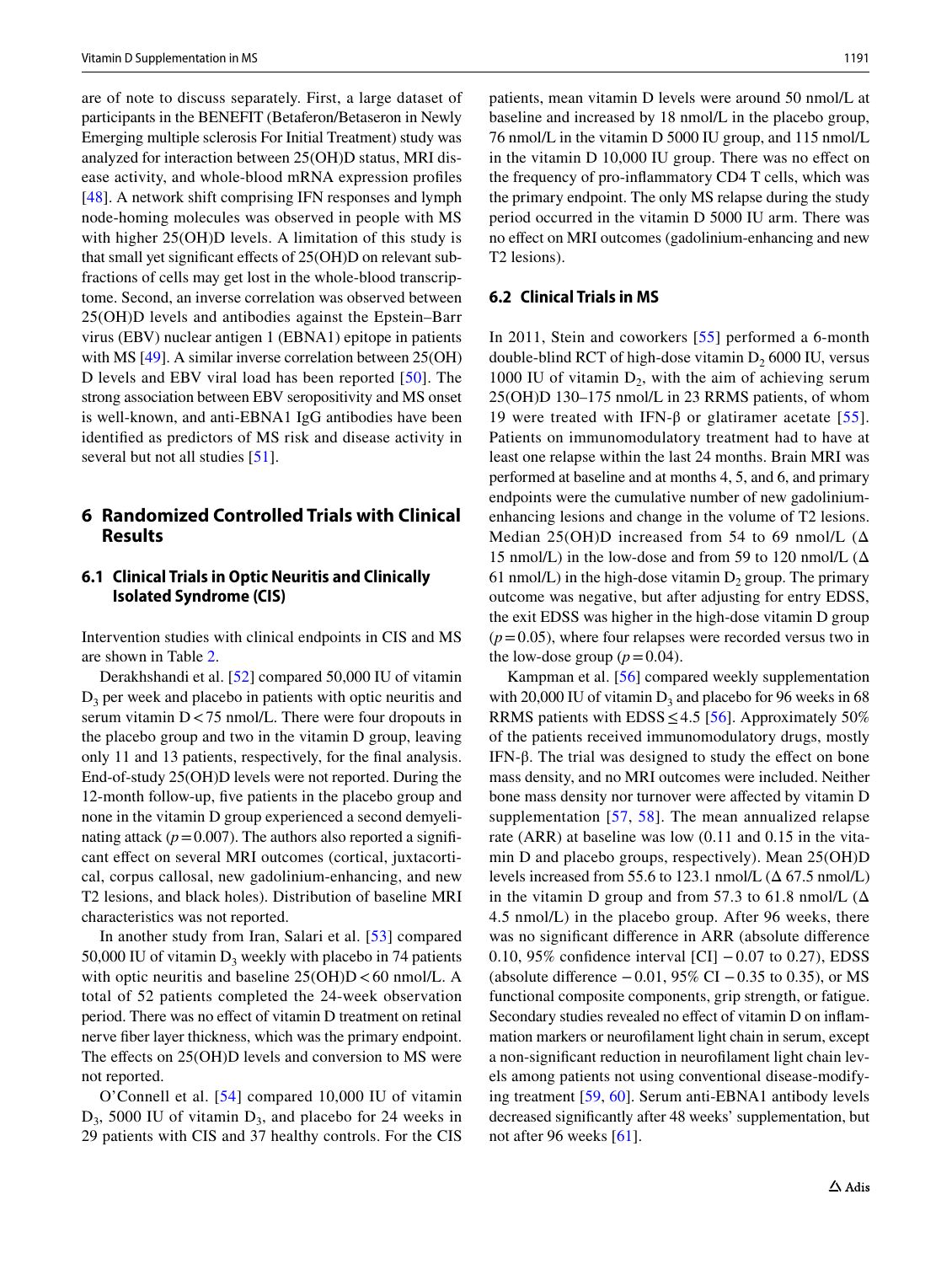are of note to discuss separately. First, a large dataset of participants in the BENEFIT (Betaferon/Betaseron in Newly Emerging multiple sclerosis For Initial Treatment) study was analyzed for interaction between 25(OH)D status, MRI disease activity, and whole-blood mRNA expression profiles [48]. A network shift comprising IFN responses and lymph node-homing molecules was observed in people with MS with higher 25(OH)D levels. A limitation of this study is that small yet significant effects of 25(OH)D on relevant subfractions of cells may get lost in the whole-blood transcriptome. Second, an inverse correlation was observed between 25(OH)D levels and antibodies against the Epstein–Barr virus (EBV) nuclear antigen 1 (EBNA1) epitope in patients with MS [49]. A similar inverse correlation between 25(OH)D levels and EBV viral load has been reported [50]. The strong association between EBV seropositivity and MS onset is well-known, and anti-EBNA1 IgG antibodies have been identified as predictors of MS risk and disease activity in several but not all studies [51].

# 6 Randomized Controlled Trials with Clinical Results

## 6.1 Clinical Trials in Optic Neuritis and Clinically Isolated Syndrome (CIS)

Intervention studies with clinical endpoints in CIS and MS are shown in Table 2.

Derakhshandi et al. [52] compared 50,000 IU of vitamin $D_3$ per week and placebo in patients with optic neuritis and serum vitamin D < 75 nmol/L. There were four dropouts in the placebo group and two in the vitamin D group, leaving only 11 and 13 patients, respectively, for the final analysis. End-of-study 25(OH)D levels were not reported. During the 12-month follow-up, five patients in the placebo group and none in the vitamin D group experienced a second demyelinating attack ($p = 0.007$). The authors also reported a significant effect on several MRI outcomes (cortical, juxtacortical, corpus callosal, new gadolinium-enhancing, and new T2 lesions, and black holes). Distribution of baseline MRI characteristics was not reported.

In another study from Iran, Salari et al. [53] compared 50,000 IU of vitamin $D_3$ weekly with placebo in 74 patients with optic neuritis and baseline 25(OH)D < 60 nmol/L. A total of 52 patients completed the 24-week observation period. There was no effect of vitamin D treatment on retinal nerve fiber layer thickness, which was the primary endpoint. The effects on 25(OH)D levels and conversion to MS were not reported.

O'Connell et al. [54] compared 10,000 IU of vitamin $D_3$, 5000 IU of vitamin $D_3$, and placebo for 24 weeks in 29 patients with CIS and 37 healthy controls. For the CIS patients, mean vitamin D levels were around 50 nmol/L at baseline and increased by 18 nmol/L in the placebo group, 76 nmol/L in the vitamin D 5000 IU group, and 115 nmol/L in the vitamin D 10,000 IU group. There was no effect on the frequency of pro-inflammatory CD4 T cells, which was the primary endpoint. The only MS relapse during the study period occurred in the vitamin D 5000 IU arm. There was no effect on MRI outcomes (gadolinium-enhancing and new T2 lesions).

## 6.2 Clinical Trials in MS

In 2011, Stein and coworkers [55] performed a 6-month double-blind RCT of high-dose vitamin $D_2$ 6000 IU, versus 1000 IU of vitamin $D_2$, with the aim of achieving serum 25(OH)D 130–175 nmol/L in 23 RRMS patients, of whom 19 were treated with IFN-β or glatiramer acetate [55]. Patients on immunomodulatory treatment had to have at least one relapse within the last 24 months. Brain MRI was performed at baseline and at months 4, 5, and 6, and primary endpoints were the cumulative number of new gadolinium-enhancing lesions and change in the volume of T2 lesions. Median 25(OH)D increased from 54 to 69 nmol/L (Δ 15 nmol/L) in the low-dose and from 59 to 120 nmol/L (Δ 61 nmol/L) in the high-dose vitamin $D_2$ group. The primary outcome was negative, but after adjusting for entry EDSS, the exit EDSS was higher in the high-dose vitamin D group ($p = 0.05$), where four relapses were recorded versus two in the low-dose group ($p = 0.04$).

Kampman et al. [56] compared weekly supplementation with 20,000 IU of vitamin $D_3$ and placebo for 96 weeks in 68 RRMS patients with EDSS ≤ 4.5 [56]. Approximately 50% of the patients received immunomodulatory drugs, mostly IFN-β. The trial was designed to study the effect on bone mass density, and no MRI outcomes were included. Neither bone mass density nor turnover were affected by vitamin D supplementation [57, 58]. The mean annualized relapse rate (ARR) at baseline was low (0.11 and 0.15 in the vitamin D and placebo groups, respectively). Mean 25(OH)D levels increased from 55.6 to 123.1 nmol/L (Δ 67.5 nmol/L) in the vitamin D group and from 57.3 to 61.8 nmol/L (Δ 4.5 nmol/L) in the placebo group. After 96 weeks, there was no significant difference in ARR (absolute difference 0.10, 95% confidence interval [CI] −0.07 to 0.27), EDSS (absolute difference −0.01, 95% CI −0.35 to 0.35), or MS functional composite components, grip strength, or fatigue. Secondary studies revealed no effect of vitamin D on inflammation markers or neurofilament light chain in serum, except a non-significant reduction in neurofilament light chain levels among patients not using conventional disease-modifying treatment [59, 60]. Serum anti-EBNA1 antibody levels decreased significantly after 48 weeks' supplementation, but not after 96 weeks [61].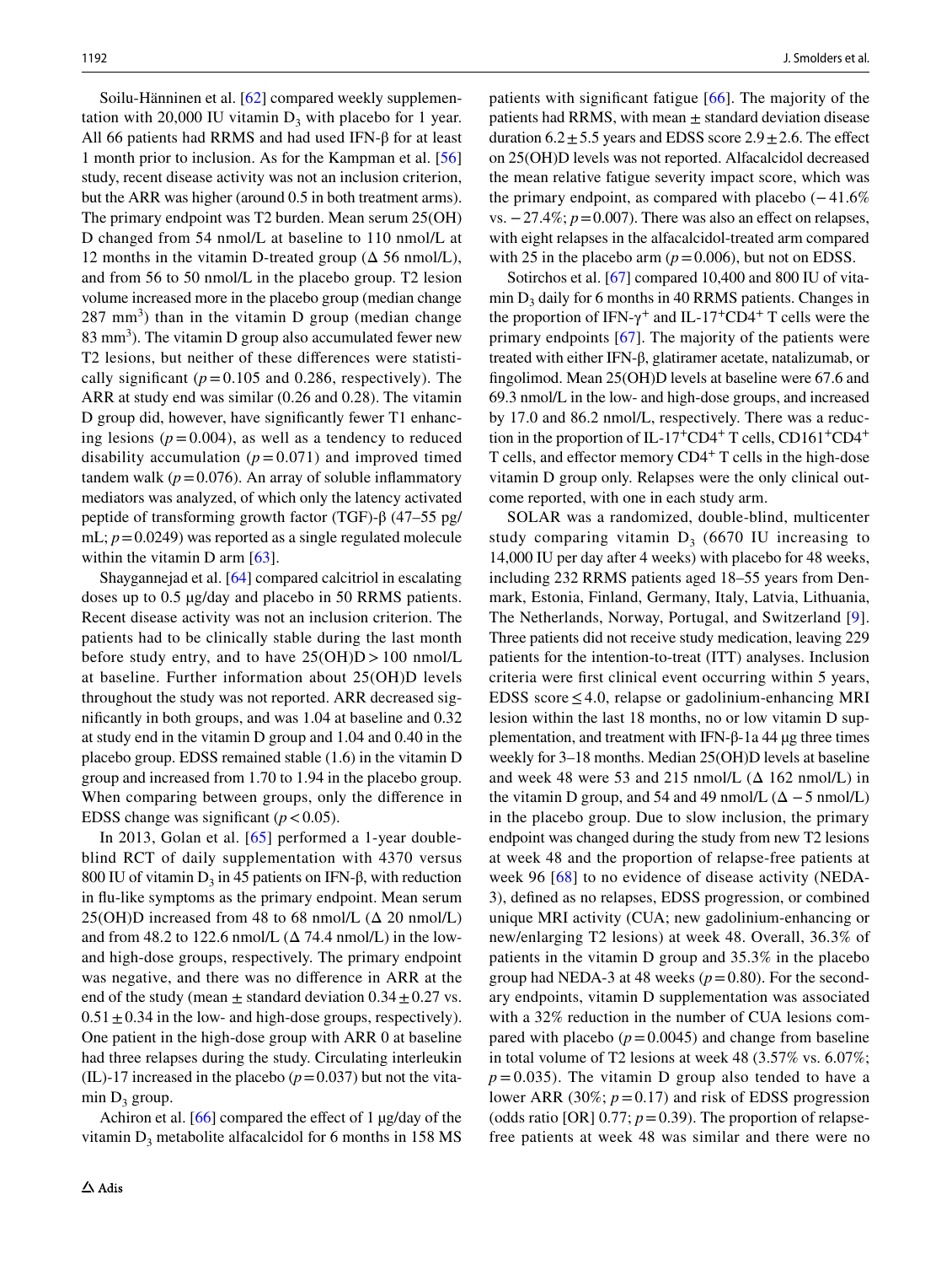Soilu-Hänninen et al. [62] compared weekly supplementation with 20,000 IU vitamin $D_3$ with placebo for 1 year. All 66 patients had RRMS and had used IFN-β for at least 1 month prior to inclusion. As for the Kampman et al. [56] study, recent disease activity was not an inclusion criterion, but the ARR was higher (around 0.5 in both treatment arms). The primary endpoint was T2 burden. Mean serum 25(OH)D changed from 54 nmol/L at baseline to 110 nmol/L at 12 months in the vitamin D-treated group (Δ 56 nmol/L), and from 56 to 50 nmol/L in the placebo group. T2 lesion volume increased more in the placebo group (median change 287 $mm^3$) than in the vitamin D group (median change 83 $mm^3$). The vitamin D group also accumulated fewer new T2 lesions, but neither of these differences were statistically significant ($p = 0.105$ and 0.286, respectively). The ARR at study end was similar (0.26 and 0.28). The vitamin D group did, however, have significantly fewer T1 enhancing lesions ($p = 0.004$), as well as a tendency to reduced disability accumulation ($p = 0.071$) and improved timed tandem walk ($p = 0.076$). An array of soluble inflammatory mediators was analyzed, of which only the latency activated peptide of transforming growth factor (TGF)-β (47–55 pg/mL; $p = 0.0249$) was reported as a single regulated molecule within the vitamin D arm [63].

Shaygannejad et al. [64] compared calcitriol in escalating doses up to 0.5 μg/day and placebo in 50 RRMS patients. Recent disease activity was not an inclusion criterion. The patients had to be clinically stable during the last month before study entry, and to have 25(OH)D > 100 nmol/L at baseline. Further information about 25(OH)D levels throughout the study was not reported. ARR decreased significantly in both groups, and was 1.04 at baseline and 0.32 at study end in the vitamin D group and 1.04 and 0.40 in the placebo group. EDSS remained stable (1.6) in the vitamin D group and increased from 1.70 to 1.94 in the placebo group. When comparing between groups, only the difference in EDSS change was significant ($p < 0.05$).

In 2013, Golan et al. [65] performed a 1-year double-blind RCT of daily supplementation with 4370 versus 800 IU of vitamin $D_3$ in 45 patients on IFN-β, with reduction in flu-like symptoms as the primary endpoint. Mean serum 25(OH)D increased from 48 to 68 nmol/L (Δ 20 nmol/L) and from 48.2 to 122.6 nmol/L (Δ 74.4 nmol/L) in the low- and high-dose groups, respectively. The primary endpoint was negative, and there was no difference in ARR at the end of the study (mean ± standard deviation 0.34 ± 0.27 vs. 0.51 ± 0.34 in the low- and high-dose groups, respectively). One patient in the high-dose group with ARR 0 at baseline had three relapses during the study. Circulating interleukin (IL)-17 increased in the placebo ($p = 0.037$) but not the vitamin $D_3$ group.

Achiron et al. [66] compared the effect of 1 μg/day of the vitamin $D_3$ metabolite alfacalcidol for 6 months in 158 MS patients with significant fatigue [66]. The majority of the patients had RRMS, with mean ± standard deviation disease duration 6.2 ± 5.5 years and EDSS score 2.9 ± 2.6. The effect on 25(OH)D levels was not reported. Alfacalcidol decreased the mean relative fatigue severity impact score, which was the primary endpoint, as compared with placebo (−41.6% vs. −27.4%; $p = 0.007$). There was also an effect on relapses, with eight relapses in the alfacalcidol-treated arm compared with 25 in the placebo arm ($p = 0.006$), but not on EDSS.

Sotirchos et al. [67] compared 10,400 and 800 IU of vitamin $D_3$ daily for 6 months in 40 RRMS patients. Changes in the proportion of IFN-$\gamma^+$ and IL-$17^+CD4^+$ T cells were the primary endpoints [67]. The majority of the patients were treated with either IFN-β, glatiramer acetate, natalizumab, or fingolimod. Mean 25(OH)D levels at baseline were 67.6 and 69.3 nmol/L in the low- and high-dose groups, and increased by 17.0 and 86.2 nmol/L, respectively. There was a reduction in the proportion of IL-$17^+CD4^+$ T cells, $CD161^+CD4^+$ T cells, and effector memory $CD4^+$ T cells in the high-dose vitamin D group only. Relapses were the only clinical outcome reported, with one in each study arm.

SOLAR was a randomized, double-blind, multicenter study comparing vitamin $D_3$ (6670 IU increasing to 14,000 IU per day after 4 weeks) with placebo for 48 weeks, including 232 RRMS patients aged 18–55 years from Denmark, Estonia, Finland, Germany, Italy, Latvia, Lithuania, The Netherlands, Norway, Portugal, and Switzerland [9]. Three patients did not receive study medication, leaving 229 patients for the intention-to-treat (ITT) analyses. Inclusion criteria were first clinical event occurring within 5 years, EDSS score ≤ 4.0, relapse or gadolinium-enhancing MRI lesion within the last 18 months, no or low vitamin D supplementation, and treatment with IFN-β-1a 44 μg three times weekly for 3–18 months. Median 25(OH)D levels at baseline and week 48 were 53 and 215 nmol/L (Δ 162 nmol/L) in the vitamin D group, and 54 and 49 nmol/L (Δ −5 nmol/L) in the placebo group. Due to slow inclusion, the primary endpoint was changed during the study from new T2 lesions at week 48 and the proportion of relapse-free patients at week 96 [68] to no evidence of disease activity (NEDA-3), defined as no relapses, EDSS progression, or combined unique MRI activity (CUA; new gadolinium-enhancing or new/enlarging T2 lesions) at week 48. Overall, 36.3% of patients in the vitamin D group and 35.3% in the placebo group had NEDA-3 at 48 weeks ($p = 0.80$). For the secondary endpoints, vitamin D supplementation was associated with a 32% reduction in the number of CUA lesions compared with placebo ($p = 0.0045$) and change from baseline in total volume of T2 lesions at week 48 (3.57% vs. 6.07%; $p = 0.035$). The vitamin D group also tended to have a lower ARR (30%; $p = 0.17$) and risk of EDSS progression (odds ratio [OR] 0.77; $p = 0.39$). The proportion of relapse-free patients at week 48 was similar and there were no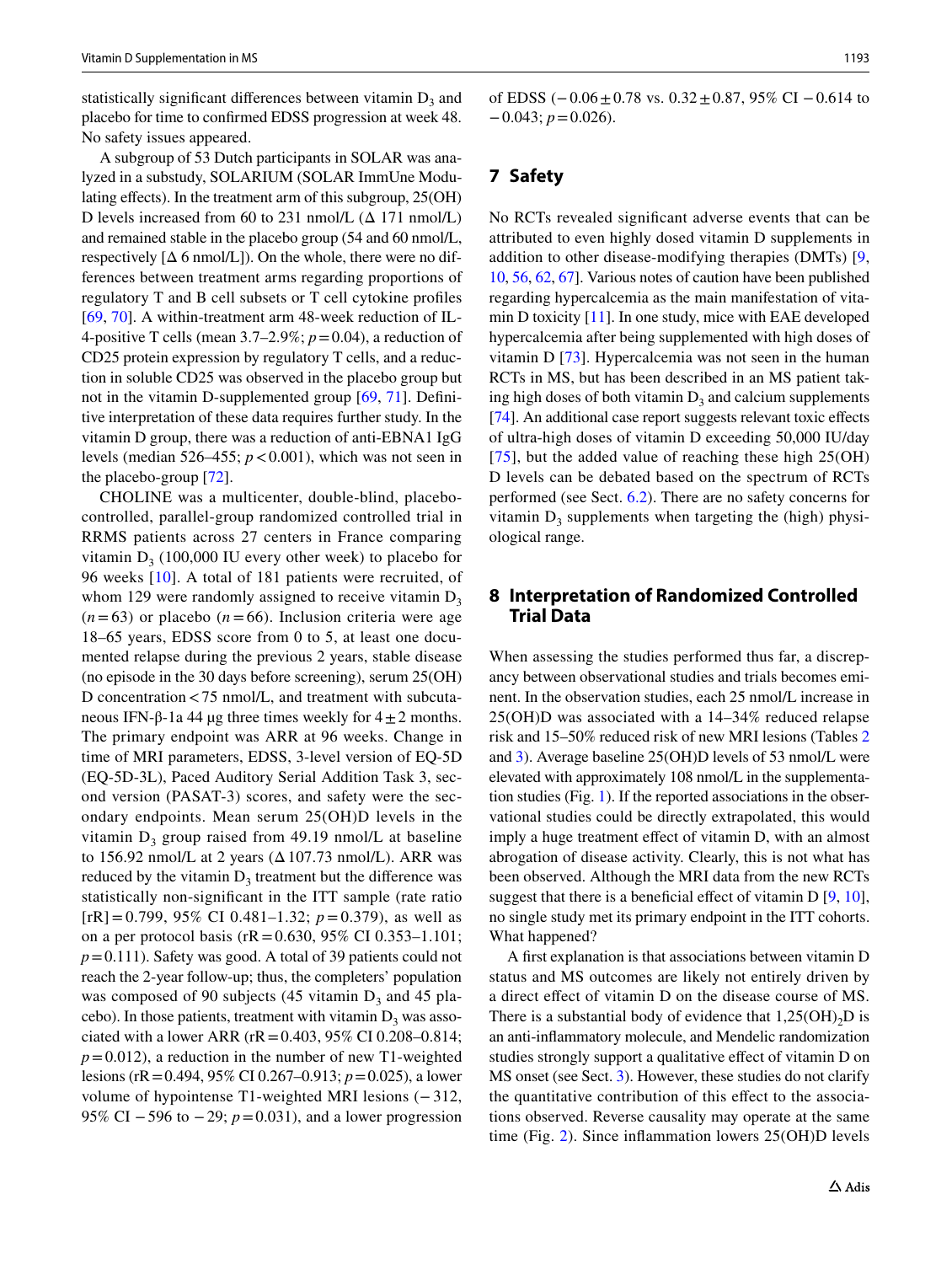statistically significant differences between vitamin $D_3$ and placebo for time to confirmed EDSS progression at week 48. No safety issues appeared.

A subgroup of 53 Dutch participants in SOLAR was analyzed in a substudy, SOLARIUM (SOLAR ImmUne Modulating effects). In the treatment arm of this subgroup, 25(OH)D levels increased from 60 to 231 nmol/L (Δ 171 nmol/L) and remained stable in the placebo group (54 and 60 nmol/L, respectively [Δ 6 nmol/L]). On the whole, there were no differences between treatment arms regarding proportions of regulatory T and B cell subsets or T cell cytokine profiles [69, 70]. A within-treatment arm 48-week reduction of IL-4-positive T cells (mean 3.7–2.9%; $p = 0.04$), a reduction of CD25 protein expression by regulatory T cells, and a reduction in soluble CD25 was observed in the placebo group but not in the vitamin D-supplemented group [69, 71]. Definitive interpretation of these data requires further study. In the vitamin D group, there was a reduction of anti-EBNA1 IgG levels (median 526–455; $p < 0.001$), which was not seen in the placebo-group [72].

CHOLINE was a multicenter, double-blind, placebo-controlled, parallel-group randomized controlled trial in RRMS patients across 27 centers in France comparing vitamin $D_3$ (100,000 IU every other week) to placebo for 96 weeks [10]. A total of 181 patients were recruited, of whom 129 were randomly assigned to receive vitamin $D_3$ ($n = 63$) or placebo ($n = 66$). Inclusion criteria were age 18–65 years, EDSS score from 0 to 5, at least one documented relapse during the previous 2 years, stable disease (no episode in the 30 days before screening), serum 25(OH)D concentration < 75 nmol/L, and treatment with subcutaneous IFN-β-1a 44 μg three times weekly for 4 ± 2 months. The primary endpoint was ARR at 96 weeks. Change in time of MRI parameters, EDSS, 3-level version of EQ-5D (EQ-5D-3L), Paced Auditory Serial Addition Task 3, second version (PASAT-3) scores, and safety were the secondary endpoints. Mean serum 25(OH)D levels in the vitamin $D_3$ group raised from 49.19 nmol/L at baseline to 156.92 nmol/L at 2 years (Δ 107.73 nmol/L). ARR was reduced by the vitamin $D_3$ treatment but the difference was statistically non-significant in the ITT sample (rate ratio [rR] = 0.799, 95% CI 0.481–1.32; $p = 0.379$), as well as on a per protocol basis (rR = 0.630, 95% CI 0.353–1.101; $p = 0.111$). Safety was good. A total of 39 patients could not reach the 2-year follow-up; thus, the completers' population was composed of 90 subjects (45 vitamin $D_3$ and 45 placebo). In those patients, treatment with vitamin $D_3$ was associated with a lower ARR (rR = 0.403, 95% CI 0.208–0.814; $p = 0.012$), a reduction in the number of new T1-weighted lesions (rR = 0.494, 95% CI 0.267–0.913; $p = 0.025$), a lower volume of hypointense T1-weighted MRI lesions (− 312, 95% CI − 596 to − 29; $p = 0.031$), and a lower progression of EDSS (− 0.06 ± 0.78 vs. 0.32 ± 0.87, 95% CI − 0.614 to − 0.043; $p = 0.026$).

## 7 Safety

No RCTs revealed significant adverse events that can be attributed to even highly dosed vitamin D supplements in addition to other disease-modifying therapies (DMTs) [9, 10, 56, 62, 67]. Various notes of caution have been published regarding hypercalcemia as the main manifestation of vitamin D toxicity [11]. In one study, mice with EAE developed hypercalcemia after being supplemented with high doses of vitamin D [73]. Hypercalcemia was not seen in the human RCTs in MS, but has been described in an MS patient taking high doses of both vitamin $D_3$ and calcium supplements [74]. An additional case report suggests relevant toxic effects of ultra-high doses of vitamin D exceeding 50,000 IU/day [75], but the added value of reaching these high 25(OH)D levels can be debated based on the spectrum of RCTs performed (see Sect. 6.2). There are no safety concerns for vitamin $D_3$ supplements when targeting the (high) physiological range.

## 8 Interpretation of Randomized Controlled Trial Data

When assessing the studies performed thus far, a discrepancy between observational studies and trials becomes eminent. In the observation studies, each 25 nmol/L increase in 25(OH)D was associated with a 14–34% reduced relapse risk and 15–50% reduced risk of new MRI lesions (Tables 2 and 3). Average baseline 25(OH)D levels of 53 nmol/L were elevated with approximately 108 nmol/L in the supplementation studies (Fig. 1). If the reported associations in the observational studies could be directly extrapolated, this would imply a huge treatment effect of vitamin D, with an almost abrogation of disease activity. Clearly, this is not what has been observed. Although the MRI data from the new RCTs suggest that there is a beneficial effect of vitamin D [9, 10], no single study met its primary endpoint in the ITT cohorts. What happened?

A first explanation is that associations between vitamin D status and MS outcomes are likely not entirely driven by a direct effect of vitamin D on the disease course of MS. There is a substantial body of evidence that $1,25(OH)_2D$ is an anti-inflammatory molecule, and Mendelic randomization studies strongly support a qualitative effect of vitamin D on MS onset (see Sect. 3). However, these studies do not clarify the quantitative contribution of this effect to the associations observed. Reverse causality may operate at the same time (Fig. 2). Since inflammation lowers 25(OH)D levels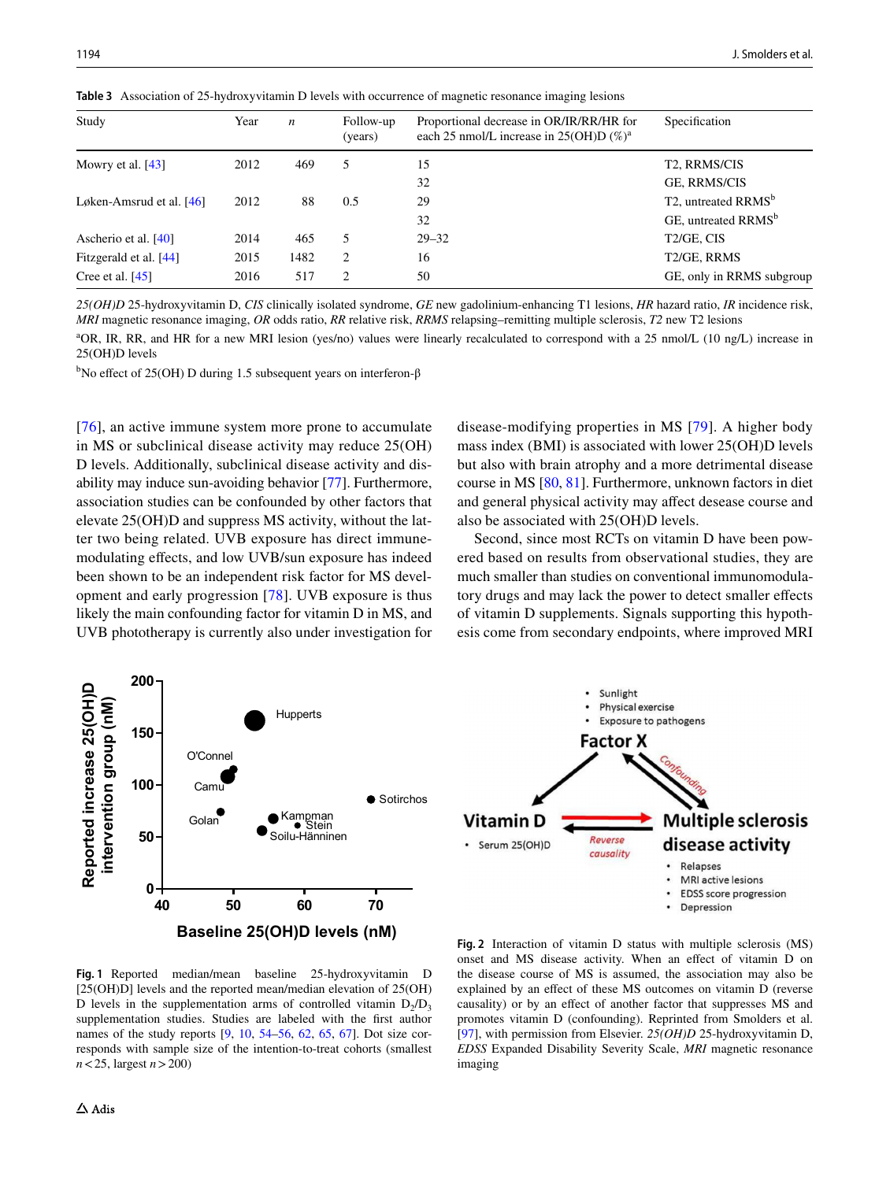**Table 3** Association of 25-hydroxyvitamin D levels with occurrence of magnetic resonance imaging lesions

| Study | Year | *n* | Follow-up (years) | Proportional decrease in OR/IR/RR/HR for each 25 nmol/L increase in 25(OH)D (%)[a] | Specification |
|---|---|---|---|---|---|
| Mowry et al. [43] | 2012 | 469 | 5 | 15 | T2, RRMS/CIS |
| | | | | 32 | GE, RRMS/CIS |
| Løken-Amsrud et al. [46] | 2012 | 88 | 0.5 | 29 | T2, untreated RRMS[b] |
| | | | | 32 | GE, untreated RRMS[b] |
| Ascherio et al. [40] | 2014 | 465 | 5 | 29–32 | T2/GE, CIS |
| Fitzgerald et al. [44] | 2015 | 1482 | 2 | 16 | T2/GE, RRMS |
| Cree et al. [45] | 2016 | 517 | 2 | 50 | GE, only in RRMS subgroup |

*25(OH)D* 25-hydroxyvitamin D, *CIS* clinically isolated syndrome, *GE* new gadolinium-enhancing T1 lesions, *HR* hazard ratio, *IR* incidence risk, *MRI* magnetic resonance imaging, *OR* odds ratio, *RR* relative risk, *RRMS* relapsing–remitting multiple sclerosis, *T2* new T2 lesions

[a]OR, IR, RR, and HR for a new MRI lesion (yes/no) values were linearly recalculated to correspond with a 25 nmol/L (10 ng/L) increase in 25(OH)D levels

[b]No effect of 25(OH) D during 1.5 subsequent years on interferon-β

[76], an active immune system more prone to accumulate in MS or subclinical disease activity may reduce 25(OH)D levels. Additionally, subclinical disease activity and disability may induce sun-avoiding behavior [77]. Furthermore, association studies can be confounded by other factors that elevate 25(OH)D and suppress MS activity, without the latter two being related. UVB exposure has direct immune-modulating effects, and low UVB/sun exposure has indeed been shown to be an independent risk factor for MS development and early progression [78]. UVB exposure is thus likely the main confounding factor for vitamin D in MS, and UVB phototherapy is currently also under investigation for disease-modifying properties in MS [79]. A higher body mass index (BMI) is associated with lower 25(OH)D levels but also with brain atrophy and a more detrimental disease course in MS [80, 81]. Furthermore, unknown factors in diet and general physical activity may affect disease course and also be associated with 25(OH)D levels.

Second, since most RCTs on vitamin D have been powered based on results from observational studies, they are much smaller than studies on conventional immunomodulatory drugs and may lack the power to detect smaller effects of vitamin D supplements. Signals supporting this hypothesis come from secondary endpoints, where improved MRI

**Fig. 1** Reported median/mean baseline 25-hydroxyvitamin D [25(OH)D] levels and the reported mean/median elevation of 25(OH)D levels in the supplementation arms of controlled vitamin $D_2$/$D_3$ supplementation studies. Studies are labeled with the first author names of the study reports [9, 10, 54–56, 62, 65, 67]. Dot size corresponds with sample size of the intention-to-treat cohorts (smallest $n < 25$, largest $n > 200$)

**Fig. 2** Interaction of vitamin D status with multiple sclerosis (MS) onset and MS disease activity. When an effect of vitamin D on the disease course of MS is assumed, the association may also be explained by an effect of these MS outcomes on vitamin D (reverse causality) or by an effect of another factor that suppresses MS and promotes vitamin D (confounding). Reprinted from Smolders et al. [97], with permission from Elsevier. *25(OH)D* 25-hydroxyvitamin D, *EDSS* Expanded Disability Severity Scale, *MRI* magnetic resonance imaging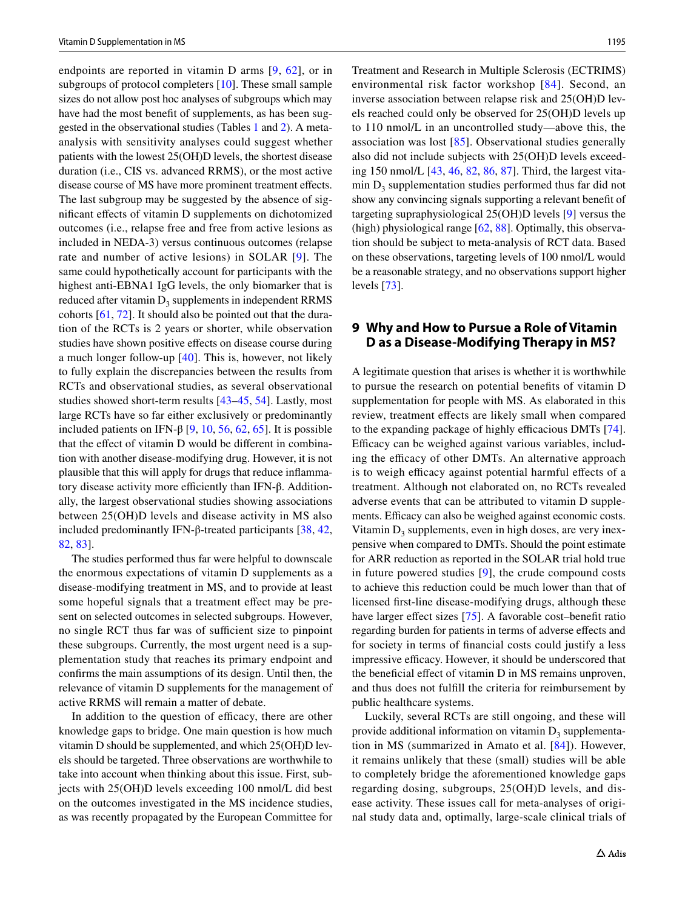endpoints are reported in vitamin D arms [9, 62], or in subgroups of protocol completers [10]. These small sample sizes do not allow post hoc analyses of subgroups which may have had the most benefit of supplements, as has been suggested in the observational studies (Tables 1 and 2). A meta-analysis with sensitivity analyses could suggest whether patients with the lowest 25(OH)D levels, the shortest disease duration (i.e., CIS vs. advanced RRMS), or the most active disease course of MS have more prominent treatment effects. The last subgroup may be suggested by the absence of significant effects of vitamin D supplements on dichotomized outcomes (i.e., relapse free and free from active lesions as included in NEDA-3) versus continuous outcomes (relapse rate and number of active lesions) in SOLAR [9]. The same could hypothetically account for participants with the highest anti-EBNA1 IgG levels, the only biomarker that is reduced after vitamin $D_3$ supplements in independent RRMS cohorts [61, 72]. It should also be pointed out that the duration of the RCTs is 2 years or shorter, while observation studies have shown positive effects on disease course during a much longer follow-up [40]. This is, however, not likely to fully explain the discrepancies between the results from RCTs and observational studies, as several observational studies showed short-term results [43–45, 54]. Lastly, most large RCTs have so far either exclusively or predominantly included patients on IFN-β [9, 10, 56, 62, 65]. It is possible that the effect of vitamin D would be different in combination with another disease-modifying drug. However, it is not plausible that this will apply for drugs that reduce inflammatory disease activity more efficiently than IFN-β. Additionally, the largest observational studies showing associations between 25(OH)D levels and disease activity in MS also included predominantly IFN-β-treated participants [38, 42, 82, 83].

The studies performed thus far were helpful to downscale the enormous expectations of vitamin D supplements as a disease-modifying treatment in MS, and to provide at least some hopeful signals that a treatment effect may be present on selected outcomes in selected subgroups. However, no single RCT thus far was of sufficient size to pinpoint these subgroups. Currently, the most urgent need is a supplementation study that reaches its primary endpoint and confirms the main assumptions of its design. Until then, the relevance of vitamin D supplements for the management of active RRMS will remain a matter of debate.

In addition to the question of efficacy, there are other knowledge gaps to bridge. One main question is how much vitamin D should be supplemented, and which 25(OH)D levels should be targeted. Three observations are worthwhile to take into account when thinking about this issue. First, subjects with 25(OH)D levels exceeding 100 nmol/L did best on the outcomes investigated in the MS incidence studies, as was recently propagated by the European Committee for Treatment and Research in Multiple Sclerosis (ECTRIMS) environmental risk factor workshop [84]. Second, an inverse association between relapse risk and 25(OH)D levels reached could only be observed for 25(OH)D levels up to 110 nmol/L in an uncontrolled study—above this, the association was lost [85]. Observational studies generally also did not include subjects with 25(OH)D levels exceeding 150 nmol/L [43, 46, 82, 86, 87]. Third, the largest vitamin $D_3$ supplementation studies performed thus far did not show any convincing signals supporting a relevant benefit of targeting supraphysiological 25(OH)D levels [9] versus the (high) physiological range [62, 88]. Optimally, this observation should be subject to meta-analysis of RCT data. Based on these observations, targeting levels of 100 nmol/L would be a reasonable strategy, and no observations support higher levels [73].

## 9 Why and How to Pursue a Role of Vitamin D as a Disease-Modifying Therapy in MS?

A legitimate question that arises is whether it is worthwhile to pursue the research on potential benefits of vitamin D supplementation for people with MS. As elaborated in this review, treatment effects are likely small when compared to the expanding package of highly efficacious DMTs [74]. Efficacy can be weighed against various variables, including the efficacy of other DMTs. An alternative approach is to weigh efficacy against potential harmful effects of a treatment. Although not elaborated on, no RCTs revealed adverse events that can be attributed to vitamin D supplements. Efficacy can also be weighed against economic costs. Vitamin $D_3$ supplements, even in high doses, are very inexpensive when compared to DMTs. Should the point estimate for ARR reduction as reported in the SOLAR trial hold true in future powered studies [9], the crude compound costs to achieve this reduction could be much lower than that of licensed first-line disease-modifying drugs, although these have larger effect sizes [75]. A favorable cost–benefit ratio regarding burden for patients in terms of adverse effects and for society in terms of financial costs could justify a less impressive efficacy. However, it should be underscored that the beneficial effect of vitamin D in MS remains unproven, and thus does not fulfill the criteria for reimbursement by public healthcare systems.

Luckily, several RCTs are still ongoing, and these will provide additional information on vitamin $D_3$ supplementation in MS (summarized in Amato et al. [84]). However, it remains unlikely that these (small) studies will be able to completely bridge the aforementioned knowledge gaps regarding dosing, subgroups, 25(OH)D levels, and disease activity. These issues call for meta-analyses of original study data and, optimally, large-scale clinical trials of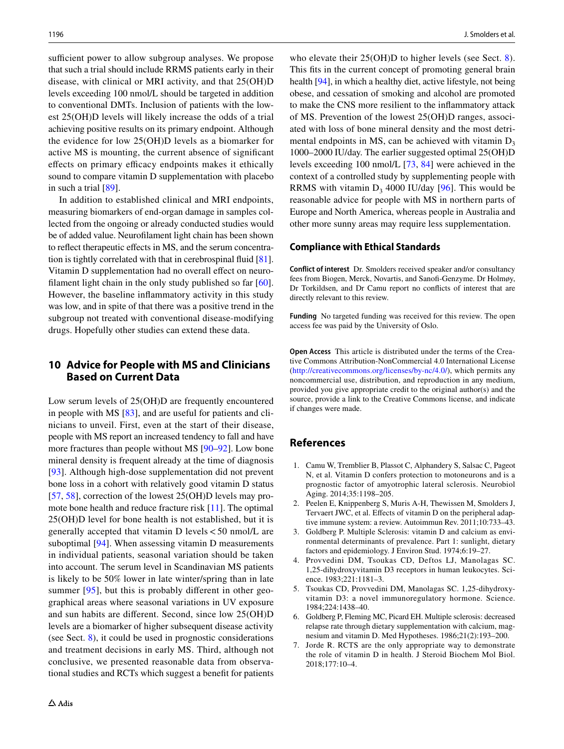sufficient power to allow subgroup analyses. We propose that such a trial should include RRMS patients early in their disease, with clinical or MRI activity, and that 25(OH)D levels exceeding 100 nmol/L should be targeted in addition to conventional DMTs. Inclusion of patients with the lowest 25(OH)D levels will likely increase the odds of a trial achieving positive results on its primary endpoint. Although the evidence for low 25(OH)D levels as a biomarker for active MS is mounting, the current absence of significant effects on primary efficacy endpoints makes it ethically sound to compare vitamin D supplementation with placebo in such a trial [89].

In addition to established clinical and MRI endpoints, measuring biomarkers of end-organ damage in samples collected from the ongoing or already conducted studies would be of added value. Neurofilament light chain has been shown to reflect therapeutic effects in MS, and the serum concentration is tightly correlated with that in cerebrospinal fluid [81]. Vitamin D supplementation had no overall effect on neurofilament light chain in the only study published so far [60]. However, the baseline inflammatory activity in this study was low, and in spite of that there was a positive trend in the subgroup not treated with conventional disease-modifying drugs. Hopefully other studies can extend these data.

## 10 Advice for People with MS and Clinicians Based on Current Data

Low serum levels of 25(OH)D are frequently encountered in people with MS [83], and are useful for patients and clinicians to unveil. First, even at the start of their disease, people with MS report an increased tendency to fall and have more fractures than people without MS [90–92]. Low bone mineral density is frequent already at the time of diagnosis [93]. Although high-dose supplementation did not prevent bone loss in a cohort with relatively good vitamin D status [57, 58], correction of the lowest 25(OH)D levels may promote bone health and reduce fracture risk [11]. The optimal 25(OH)D level for bone health is not established, but it is generally accepted that vitamin D levels < 50 nmol/L are suboptimal [94]. When assessing vitamin D measurements in individual patients, seasonal variation should be taken into account. The serum level in Scandinavian MS patients is likely to be 50% lower in late winter/spring than in late summer [95], but this is probably different in other geographical areas where seasonal variations in UV exposure and sun habits are different. Second, since low 25(OH)D levels are a biomarker of higher subsequent disease activity (see Sect. 8), it could be used in prognostic considerations and treatment decisions in early MS. Third, although not conclusive, we presented reasonable data from observational studies and RCTs which suggest a benefit for patients who elevate their 25(OH)D to higher levels (see Sect. 8). This fits in the current concept of promoting general brain health [94], in which a healthy diet, active lifestyle, not being obese, and cessation of smoking and alcohol are promoted to make the CNS more resilient to the inflammatory attack of MS. Prevention of the lowest 25(OH)D ranges, associated with loss of bone mineral density and the most detrimental endpoints in MS, can be achieved with vitamin $D_3$ 1000–2000 IU/day. The earlier suggested optimal 25(OH)D levels exceeding 100 nmol/L [73, 84] were achieved in the context of a controlled study by supplementing people with RRMS with vitamin $D_3$ 4000 IU/day [96]. This would be reasonable advice for people with MS in northern parts of Europe and North America, whereas people in Australia and other more sunny areas may require less supplementation.

### Compliance with Ethical Standards

**Conflict of interest** Dr. Smolders received speaker and/or consultancy fees from Biogen, Merck, Novartis, and Sanofi-Genzyme. Dr Holmøy, Dr Torkildsen, and Dr Camu report no conflicts of interest that are directly relevant to this review.

**Funding** No targeted funding was received for this review. The open access fee was paid by the University of Oslo.

**Open Access** This article is distributed under the terms of the Creative Commons Attribution-NonCommercial 4.0 International License (http://creativecommons.org/licenses/by-nc/4.0/), which permits any noncommercial use, distribution, and reproduction in any medium, provided you give appropriate credit to the original author(s) and the source, provide a link to the Creative Commons license, and indicate if changes were made.

## References

1. Camu W, Tremblier B, Plassot C, Alphandery S, Salsac C, Pageot N, et al. Vitamin D confers protection to motoneurons and is a prognostic factor of amyotrophic lateral sclerosis. Neurobiol Aging. 2014;35:1198–205.
2. Peelen E, Knippenberg S, Muris A-H, Thewissen M, Smolders J, Tervaert JWC, et al. Effects of vitamin D on the peripheral adaptive immune system: a review. Autoimmun Rev. 2011;10:733–43.
3. Goldberg P. Multiple Sclerosis: vitamin D and calcium as environmental determinants of prevalence. Part 1: sunlight, dietary factors and epidemiology. J Environ Stud. 1974;6:19–27.
4. Provvedini DM, Tsoukas CD, Deftos LJ, Manolagas SC. 1,25-dihydroxyvitamin D3 receptors in human leukocytes. Science. 1983;221:1181–3.
5. Tsoukas CD, Provvedini DM, Manolagas SC. 1,25-dihydroxyvitamin D3: a novel immunoregulatory hormone. Science. 1984;224:1438–40.
6. Goldberg P, Fleming MC, Picard EH. Multiple sclerosis: decreased relapse rate through dietary supplementation with calcium, magnesium and vitamin D. Med Hypotheses. 1986;21(2):193–200.
7. Jorde R. RCTS are the only appropriate way to demonstrate the role of vitamin D in health. J Steroid Biochem Mol Biol. 2018;177:10–4.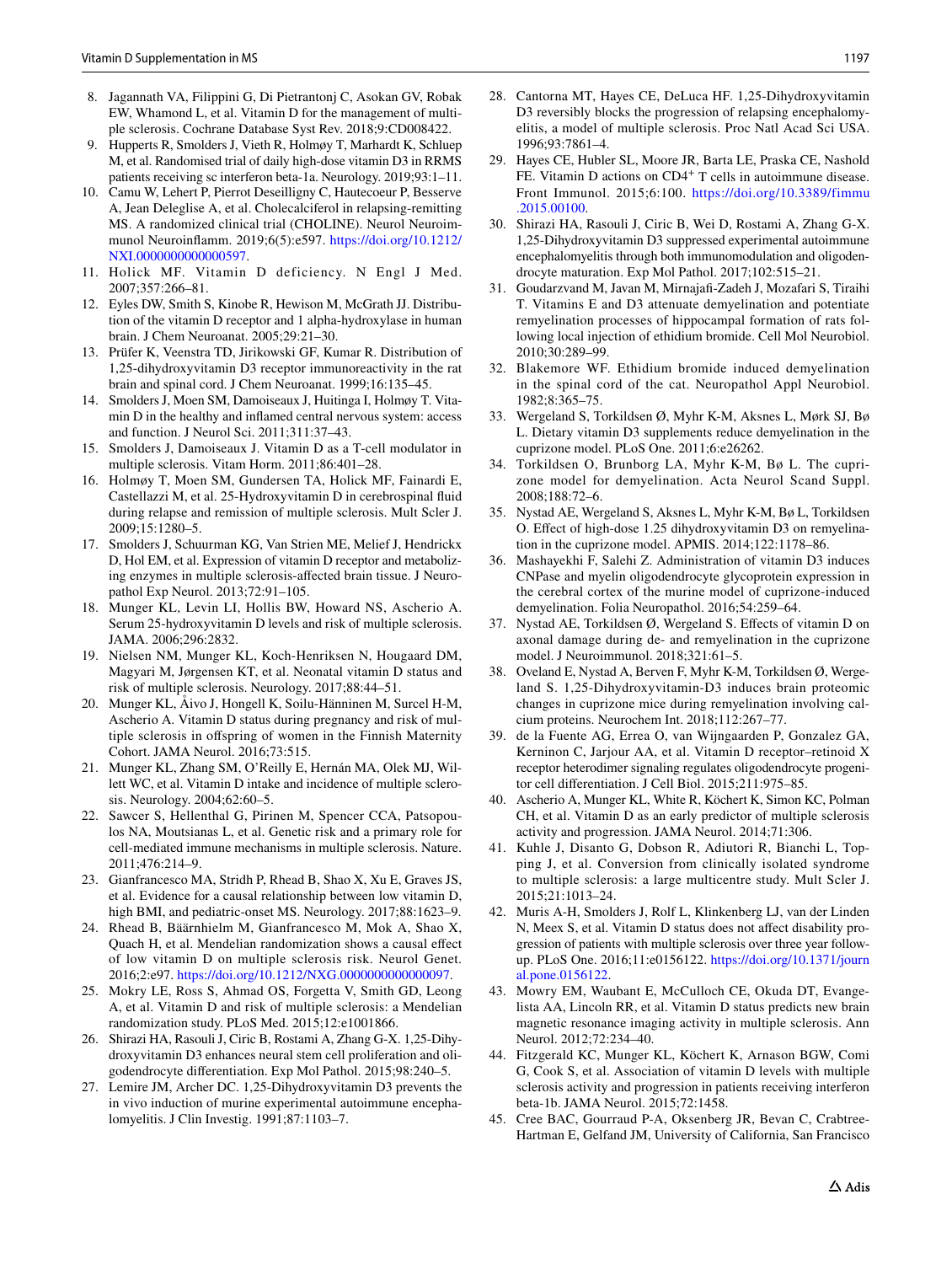8. Jagannath VA, Filippini G, Di Pietrantonj C, Asokan GV, Robak EW, Whamond L, et al. Vitamin D for the management of multiple sclerosis. Cochrane Database Syst Rev. 2018;9:CD008422.
9. Hupperts R, Smolders J, Vieth R, Holmøy T, Marhardt K, Schluep M, et al. Randomised trial of daily high-dose vitamin D3 in RRMS patients receiving sc interferon beta-1a. Neurology. 2019;93:1–11.
10. Camu W, Lehert P, Pierrot Deseilligny C, Hautecoeur P, Besserve A, Jean Deleglise A, et al. Cholecalciferol in relapsing-remitting MS. A randomized clinical trial (CHOLINE). Neurol Neuroimmunol Neuroinflamm. 2019;6(5):e597. https://doi.org/10.1212/NXI.0000000000000597.
11. Holick MF. Vitamin D deficiency. N Engl J Med. 2007;357:266–81.
12. Eyles DW, Smith S, Kinobe R, Hewison M, McGrath JJ. Distribution of the vitamin D receptor and 1 alpha-hydroxylase in human brain. J Chem Neuroanat. 2005;29:21–30.
13. Prüfer K, Veenstra TD, Jirikowski GF, Kumar R. Distribution of 1,25-dihydroxyvitamin D3 receptor immunoreactivity in the rat brain and spinal cord. J Chem Neuroanat. 1999;16:135–45.
14. Smolders J, Moen SM, Damoiseaux J, Huitinga I, Holmøy T. Vitamin D in the healthy and inflamed central nervous system: access and function. J Neurol Sci. 2011;311:37–43.
15. Smolders J, Damoiseaux J. Vitamin D as a T-cell modulator in multiple sclerosis. Vitam Horm. 2011;86:401–28.
16. Holmøy T, Moen SM, Gundersen TA, Holick MF, Fainardi E, Castellazzi M, et al. 25-Hydroxyvitamin D in cerebrospinal fluid during relapse and remission of multiple sclerosis. Mult Scler J. 2009;15:1280–5.
17. Smolders J, Schuurman KG, Van Strien ME, Melief J, Hendrickx D, Hol EM, et al. Expression of vitamin D receptor and metabolizing enzymes in multiple sclerosis-affected brain tissue. J Neuropathol Exp Neurol. 2013;72:91–105.
18. Munger KL, Levin LI, Hollis BW, Howard NS, Ascherio A. Serum 25-hydroxyvitamin D levels and risk of multiple sclerosis. JAMA. 2006;296:2832.
19. Nielsen NM, Munger KL, Koch-Henriksen N, Hougaard DM, Magyari M, Jørgensen KT, et al. Neonatal vitamin D status and risk of multiple sclerosis. Neurology. 2017;88:44–51.
20. Munger KL, Åivo J, Hongell K, Soilu-Hänninen M, Surcel H-M, Ascherio A. Vitamin D status during pregnancy and risk of multiple sclerosis in offspring of women in the Finnish Maternity Cohort. JAMA Neurol. 2016;73:515.
21. Munger KL, Zhang SM, O'Reilly E, Hernán MA, Olek MJ, Willett WC, et al. Vitamin D intake and incidence of multiple sclerosis. Neurology. 2004;62:60–5.
22. Sawcer S, Hellenthal G, Pirinen M, Spencer CCA, Patsopoulos NA, Moutsianas L, et al. Genetic risk and a primary role for cell-mediated immune mechanisms in multiple sclerosis. Nature. 2011;476:214–9.
23. Gianfrancesco MA, Stridh P, Rhead B, Shao X, Xu E, Graves JS, et al. Evidence for a causal relationship between low vitamin D, high BMI, and pediatric-onset MS. Neurology. 2017;88:1623–9.
24. Rhead B, Bäärnhielm M, Gianfrancesco M, Mok A, Shao X, Quach H, et al. Mendelian randomization shows a causal effect of low vitamin D on multiple sclerosis risk. Neurol Genet. 2016;2:e97. https://doi.org/10.1212/NXG.0000000000000097.
25. Mokry LE, Ross S, Ahmad OS, Forgetta V, Smith GD, Leong A, et al. Vitamin D and risk of multiple sclerosis: a Mendelian randomization study. PLoS Med. 2015;12:e1001866.
26. Shirazi HA, Rasouli J, Ciric B, Rostami A, Zhang G-X. 1,25-Dihydroxyvitamin D3 enhances neural stem cell proliferation and oligodendrocyte differentiation. Exp Mol Pathol. 2015;98:240–5.
27. Lemire JM, Archer DC. 1,25-Dihydroxyvitamin D3 prevents the in vivo induction of murine experimental autoimmune encephalomyelitis. J Clin Investig. 1991;87:1103–7.
28. Cantorna MT, Hayes CE, DeLuca HF. 1,25-Dihydroxyvitamin D3 reversibly blocks the progression of relapsing encephalomyelitis, a model of multiple sclerosis. Proc Natl Acad Sci USA. 1996;93:7861–4.
29. Hayes CE, Hubler SL, Moore JR, Barta LE, Praska CE, Nashold FE. Vitamin D actions on $CD4^{+}$ T cells in autoimmune disease. Front Immunol. 2015;6:100. https://doi.org/10.3389/fimmu.2015.00100.
30. Shirazi HA, Rasouli J, Ciric B, Wei D, Rostami A, Zhang G-X. 1,25-Dihydroxyvitamin D3 suppressed experimental autoimmune encephalomyelitis through both immunomodulation and oligodendrocyte maturation. Exp Mol Pathol. 2017;102:515–21.
31. Goudarzvand M, Javan M, Mirnajafi-Zadeh J, Mozafari S, Tiraihi T. Vitamins E and D3 attenuate demyelination and potentiate remyelination processes of hippocampal formation of rats following local injection of ethidium bromide. Cell Mol Neurobiol. 2010;30:289–99.
32. Blakemore WF. Ethidium bromide induced demyelination in the spinal cord of the cat. Neuropathol Appl Neurobiol. 1982;8:365–75.
33. Wergeland S, Torkildsen Ø, Myhr K-M, Aksnes L, Mørk SJ, Bø L. Dietary vitamin D3 supplements reduce demyelination in the cuprizone model. PLoS One. 2011;6:e26262.
34. Torkildsen O, Brunborg LA, Myhr K-M, Bø L. The cuprizone model for demyelination. Acta Neurol Scand Suppl. 2008;188:72–6.
35. Nystad AE, Wergeland S, Aksnes L, Myhr K-M, Bø L, Torkildsen O. Effect of high-dose 1.25 dihydroxyvitamin D3 on remyelination in the cuprizone model. APMIS. 2014;122:1178–86.
36. Mashayekhi F, Salehi Z. Administration of vitamin D3 induces CNPase and myelin oligodendrocyte glycoprotein expression in the cerebral cortex of the murine model of cuprizone-induced demyelination. Folia Neuropathol. 2016;54:259–64.
37. Nystad AE, Torkildsen Ø, Wergeland S. Effects of vitamin D on axonal damage during de- and remyelination in the cuprizone model. J Neuroimmunol. 2018;321:61–5.
38. Oveland E, Nystad A, Berven F, Myhr K-M, Torkildsen Ø, Wergeland S. 1,25-Dihydroxyvitamin-D3 induces brain proteomic changes in cuprizone mice during remyelination involving calcium proteins. Neurochem Int. 2018;112:267–77.
39. de la Fuente AG, Errea O, van Wijngaarden P, Gonzalez GA, Kerninon C, Jarjour AA, et al. Vitamin D receptor–retinoid X receptor heterodimer signaling regulates oligodendrocyte progenitor cell differentiation. J Cell Biol. 2015;211:975–85.
40. Ascherio A, Munger KL, White R, Köchert K, Simon KC, Polman CH, et al. Vitamin D as an early predictor of multiple sclerosis activity and progression. JAMA Neurol. 2014;71:306.
41. Kuhle J, Disanto G, Dobson R, Adiutori R, Bianchi L, Topping J, et al. Conversion from clinically isolated syndrome to multiple sclerosis: a large multicentre study. Mult Scler J. 2015;21:1013–24.
42. Muris A-H, Smolders J, Rolf L, Klinkenberg LJ, van der Linden N, Meex S, et al. Vitamin D status does not affect disability progression of patients with multiple sclerosis over three year follow-up. PLoS One. 2016;11:e0156122. https://doi.org/10.1371/journal.pone.0156122.
43. Mowry EM, Waubant E, McCulloch CE, Okuda DT, Evangelista AA, Lincoln RR, et al. Vitamin D status predicts new brain magnetic resonance imaging activity in multiple sclerosis. Ann Neurol. 2012;72:234–40.
44. Fitzgerald KC, Munger KL, Köchert K, Arnason BGW, Comi G, Cook S, et al. Association of vitamin D levels with multiple sclerosis activity and progression in patients receiving interferon beta-1b. JAMA Neurol. 2015;72:1458.
45. Cree BAC, Gourraud P-A, Oksenberg JR, Bevan C, Crabtree-Hartman E, Gelfand JM, University of California, San Francisco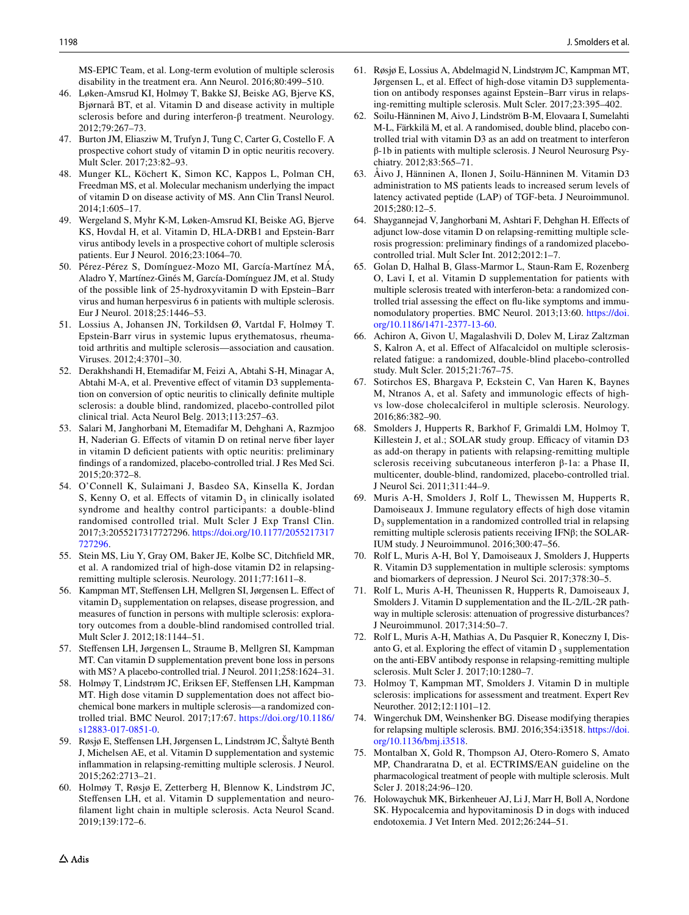MS-EPIC Team, et al. Long-term evolution of multiple sclerosis disability in the treatment era. Ann Neurol. 2016;80:499–510.

46. Løken-Amsrud KI, Holmøy T, Bakke SJ, Beiske AG, Bjerve KS, Bjørnarå BT, et al. Vitamin D and disease activity in multiple sclerosis before and during interferon-β treatment. Neurology. 2012;79:267–73.
47. Burton JM, Eliasziw M, Trufyn J, Tung C, Carter G, Costello F. A prospective cohort study of vitamin D in optic neuritis recovery. Mult Scler. 2017;23:82–93.
48. Munger KL, Köchert K, Simon KC, Kappos L, Polman CH, Freedman MS, et al. Molecular mechanism underlying the impact of vitamin D on disease activity of MS. Ann Clin Transl Neurol. 2014;1:605–17.
49. Wergeland S, Myhr K-M, Løken-Amsrud KI, Beiske AG, Bjerve KS, Hovdal H, et al. Vitamin D, HLA-DRB1 and Epstein-Barr virus antibody levels in a prospective cohort of multiple sclerosis patients. Eur J Neurol. 2016;23:1064–70.
50. Pérez-Pérez S, Domínguez-Mozo MI, García-Martínez MÁ, Aladro Y, Martínez-Ginés M, García-Domínguez JM, et al. Study of the possible link of 25-hydroxyvitamin D with Epstein–Barr virus and human herpesvirus 6 in patients with multiple sclerosis. Eur J Neurol. 2018;25:1446–53.
51. Lossius A, Johansen JN, Torkildsen Ø, Vartdal F, Holmøy T. Epstein-Barr virus in systemic lupus erythematosus, rheumatoid arthritis and multiple sclerosis—association and causation. Viruses. 2012;4:3701–30.
52. Derakhshandi H, Etemadifar M, Feizi A, Abtahi S-H, Minagar A, Abtahi M-A, et al. Preventive effect of vitamin D3 supplementation on conversion of optic neuritis to clinically definite multiple sclerosis: a double blind, randomized, placebo-controlled pilot clinical trial. Acta Neurol Belg. 2013;113:257–63.
53. Salari M, Janghorbani M, Etemadifar M, Dehghani A, Razmjoo H, Naderian G. Effects of vitamin D on retinal nerve fiber layer in vitamin D deficient patients with optic neuritis: preliminary findings of a randomized, placebo-controlled trial. J Res Med Sci. 2015;20:372–8.
54. O'Connell K, Sulaimani J, Basdeo SA, Kinsella K, Jordan S, Kenny O, et al. Effects of vitamin $D_3$ in clinically isolated syndrome and healthy control participants: a double-blind randomised controlled trial. Mult Scler J Exp Transl Clin. 2017;3:2055217317727296. https://doi.org/10.1177/2055217317727296.
55. Stein MS, Liu Y, Gray OM, Baker JE, Kolbe SC, Ditchfield MR, et al. A randomized trial of high-dose vitamin D2 in relapsing-remitting multiple sclerosis. Neurology. 2011;77:1611–8.
56. Kampman MT, Steffensen LH, Mellgren SI, Jørgensen L. Effect of vitamin $D_3$ supplementation on relapses, disease progression, and measures of function in persons with multiple sclerosis: exploratory outcomes from a double-blind randomised controlled trial. Mult Scler J. 2012;18:1144–51.
57. Steffensen LH, Jørgensen L, Straume B, Mellgren SI, Kampman MT. Can vitamin D supplementation prevent bone loss in persons with MS? A placebo-controlled trial. J Neurol. 2011;258:1624–31.
58. Holmøy T, Lindstrøm JC, Eriksen EF, Steffensen LH, Kampman MT. High dose vitamin D supplementation does not affect biochemical bone markers in multiple sclerosis—a randomized controlled trial. BMC Neurol. 2017;17:67. https://doi.org/10.1186/s12883-017-0851-0.
59. Røsjø E, Steffensen LH, Jørgensen L, Lindstrøm JC, Šaltytė Benth J, Michelsen AE, et al. Vitamin D supplementation and systemic inflammation in relapsing-remitting multiple sclerosis. J Neurol. 2015;262:2713–21.
60. Holmøy T, Røsjø E, Zetterberg H, Blennow K, Lindstrøm JC, Steffensen LH, et al. Vitamin D supplementation and neurofilament light chain in multiple sclerosis. Acta Neurol Scand. 2019;139:172–6.
61. Røsjø E, Lossius A, Abdelmagid N, Lindstrøm JC, Kampman MT, Jørgensen L, et al. Effect of high-dose vitamin D3 supplementation on antibody responses against Epstein–Barr virus in relapsing-remitting multiple sclerosis. Mult Scler. 2017;23:395–402.
62. Soilu-Hänninen M, Aivo J, Lindström B-M, Elovaara I, Sumelahti M-L, Färkkilä M, et al. A randomised, double blind, placebo controlled trial with vitamin D3 as an add on treatment to interferon β-1b in patients with multiple sclerosis. J Neurol Neurosurg Psychiatry. 2012;83:565–71.
63. Åivo J, Hänninen A, Ilonen J, Soilu-Hänninen M. Vitamin D3 administration to MS patients leads to increased serum levels of latency activated peptide (LAP) of TGF-beta. J Neuroimmunol. 2015;280:12–5.
64. Shaygannejad V, Janghorbani M, Ashtari F, Dehghan H. Effects of adjunct low-dose vitamin D on relapsing-remitting multiple sclerosis progression: preliminary findings of a randomized placebo-controlled trial. Mult Scler Int. 2012;2012:1–7.
65. Golan D, Halhal B, Glass-Marmor L, Staun-Ram E, Rozenberg O, Lavi I, et al. Vitamin D supplementation for patients with multiple sclerosis treated with interferon-beta: a randomized controlled trial assessing the effect on flu-like symptoms and immunomodulatory properties. BMC Neurol. 2013;13:60. https://doi.org/10.1186/1471-2377-13-60.
66. Achiron A, Givon U, Magalashvili D, Dolev M, Liraz Zaltzman S, Kalron A, et al. Effect of Alfacalcidol on multiple sclerosis-related fatigue: a randomized, double-blind placebo-controlled study. Mult Scler. 2015;21:767–75.
67. Sotirchos ES, Bhargava P, Eckstein C, Van Haren K, Baynes M, Ntranos A, et al. Safety and immunologic effects of high- vs low-dose cholecalciferol in multiple sclerosis. Neurology. 2016;86:382–90.
68. Smolders J, Hupperts R, Barkhof F, Grimaldi LM, Holmoy T, Killestein J, et al.; SOLAR study group. Efficacy of vitamin D3 as add-on therapy in patients with relapsing-remitting multiple sclerosis receiving subcutaneous interferon β-1a: a Phase II, multicenter, double-blind, randomized, placebo-controlled trial. J Neurol Sci. 2011;311:44–9.
69. Muris A-H, Smolders J, Rolf L, Thewissen M, Hupperts R, Damoiseaux J. Immune regulatory effects of high dose vitamin $D_3$ supplementation in a randomized controlled trial in relapsing remitting multiple sclerosis patients receiving IFNβ; the SOLARIUM study. J Neuroimmunol. 2016;300:47–56.
70. Rolf L, Muris A-H, Bol Y, Damoiseaux J, Smolders J, Hupperts R. Vitamin D3 supplementation in multiple sclerosis: symptoms and biomarkers of depression. J Neurol Sci. 2017;378:30–5.
71. Rolf L, Muris A-H, Theunissen R, Hupperts R, Damoiseaux J, Smolders J. Vitamin D supplementation and the IL-2/IL-2R pathway in multiple sclerosis: attenuation of progressive disturbances? J Neuroimmunol. 2017;314:50–7.
72. Rolf L, Muris A-H, Mathias A, Du Pasquier R, Koneczny I, Disanto G, et al. Exploring the effect of vitamin $D_3$ supplementation on the anti-EBV antibody response in relapsing-remitting multiple sclerosis. Mult Scler J. 2017;10:1280–7.
73. Holmoy T, Kampman MT, Smolders J. Vitamin D in multiple sclerosis: implications for assessment and treatment. Expert Rev Neurother. 2012;12:1101–12.
74. Wingerchuk DM, Weinshenker BG. Disease modifying therapies for relapsing multiple sclerosis. BMJ. 2016;354:i3518. https://doi.org/10.1136/bmj.i3518.
75. Montalban X, Gold R, Thompson AJ, Otero-Romero S, Amato MP, Chandraratna D, et al. ECTRIMS/EAN guideline on the pharmacological treatment of people with multiple sclerosis. Mult Scler J. 2018;24:96–120.
76. Holowaychuk MK, Birkenheuer AJ, Li J, Marr H, Boll A, Nordone SK. Hypocalcemia and hypovitaminosis D in dogs with induced endotoxemia. J Vet Intern Med. 2012;26:244–51.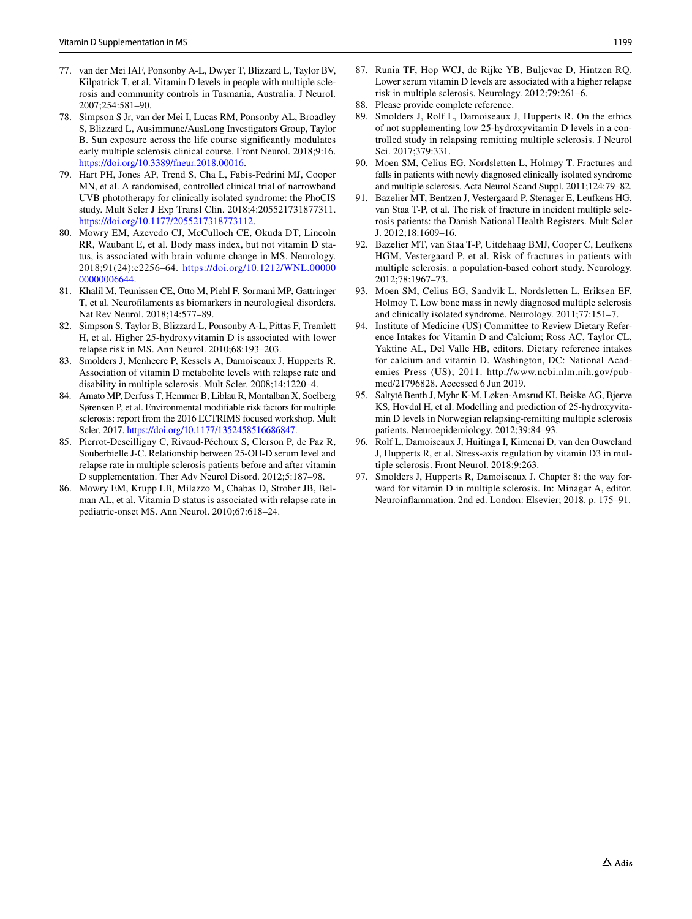77. van der Mei IAF, Ponsonby A-L, Dwyer T, Blizzard L, Taylor BV, Kilpatrick T, et al. Vitamin D levels in people with multiple sclerosis and community controls in Tasmania, Australia. J Neurol. 2007;254:581–90.
78. Simpson S Jr, van der Mei I, Lucas RM, Ponsonby AL, Broadley S, Blizzard L, Ausimmune/AusLong Investigators Group, Taylor B. Sun exposure across the life course significantly modulates early multiple sclerosis clinical course. Front Neurol. 2018;9:16. https://doi.org/10.3389/fneur.2018.00016.
79. Hart PH, Jones AP, Trend S, Cha L, Fabis-Pedrini MJ, Cooper MN, et al. A randomised, controlled clinical trial of narrowband UVB phototherapy for clinically isolated syndrome: the PhoCIS study. Mult Scler J Exp Transl Clin. 2018;4:205521731877311. https://doi.org/10.1177/2055217318773112.
80. Mowry EM, Azevedo CJ, McCulloch CE, Okuda DT, Lincoln RR, Waubant E, et al. Body mass index, but not vitamin D status, is associated with brain volume change in MS. Neurology. 2018;91(24):e2256–64. https://doi.org/10.1212/WNL.0000000000006644.
81. Khalil M, Teunissen CE, Otto M, Piehl F, Sormani MP, Gattringer T, et al. Neurofilaments as biomarkers in neurological disorders. Nat Rev Neurol. 2018;14:577–89.
82. Simpson S, Taylor B, Blizzard L, Ponsonby A-L, Pittas F, Tremlett H, et al. Higher 25-hydroxyvitamin D is associated with lower relapse risk in MS. Ann Neurol. 2010;68:193–203.
83. Smolders J, Menheere P, Kessels A, Damoiseaux J, Hupperts R. Association of vitamin D metabolite levels with relapse rate and disability in multiple sclerosis. Mult Scler. 2008;14:1220–4.
84. Amato MP, Derfuss T, Hemmer B, Liblau R, Montalban X, Soelberg Sørensen P, et al. Environmental modifiable risk factors for multiple sclerosis: report from the 2016 ECTRIMS focused workshop. Mult Scler. 2017. https://doi.org/10.1177/1352458516686847.
85. Pierrot-Deseilligny C, Rivaud-Péchoux S, Clerson P, de Paz R, Souberbielle J-C. Relationship between 25-OH-D serum level and relapse rate in multiple sclerosis patients before and after vitamin D supplementation. Ther Adv Neurol Disord. 2012;5:187–98.
86. Mowry EM, Krupp LB, Milazzo M, Chabas D, Strober JB, Belman AL, et al. Vitamin D status is associated with relapse rate in pediatric-onset MS. Ann Neurol. 2010;67:618–24.
87. Runia TF, Hop WCJ, de Rijke YB, Buljevac D, Hintzen RQ. Lower serum vitamin D levels are associated with a higher relapse risk in multiple sclerosis. Neurology. 2012;79:261–6.
88. Please provide complete reference.
89. Smolders J, Rolf L, Damoiseaux J, Hupperts R. On the ethics of not supplementing low 25-hydroxyvitamin D levels in a controlled study in relapsing remitting multiple sclerosis. J Neurol Sci. 2017;379:331.
90. Moen SM, Celius EG, Nordsletten L, Holmøy T. Fractures and falls in patients with newly diagnosed clinically isolated syndrome and multiple sclerosis. Acta Neurol Scand Suppl. 2011;124:79–82.
91. Bazelier MT, Bentzen J, Vestergaard P, Stenager E, Leufkens HG, van Staa T-P, et al. The risk of fracture in incident multiple sclerosis patients: the Danish National Health Registers. Mult Scler J. 2012;18:1609–16.
92. Bazelier MT, van Staa T-P, Uitdehaag BMJ, Cooper C, Leufkens HGM, Vestergaard P, et al. Risk of fractures in patients with multiple sclerosis: a population-based cohort study. Neurology. 2012;78:1967–73.
93. Moen SM, Celius EG, Sandvik L, Nordsletten L, Eriksen EF, Holmoy T. Low bone mass in newly diagnosed multiple sclerosis and clinically isolated syndrome. Neurology. 2011;77:151–7.
94. Institute of Medicine (US) Committee to Review Dietary Reference Intakes for Vitamin D and Calcium; Ross AC, Taylor CL, Yaktine AL, Del Valle HB, editors. Dietary reference intakes for calcium and vitamin D. Washington, DC: National Academies Press (US); 2011. http://www.ncbi.nlm.nih.gov/pubmed/21796828. Accessed 6 Jun 2019.
95. Saltytė Benth J, Myhr K-M, Løken-Amsrud KI, Beiske AG, Bjerve KS, Hovdal H, et al. Modelling and prediction of 25-hydroxyvitamin D levels in Norwegian relapsing-remitting multiple sclerosis patients. Neuroepidemiology. 2012;39:84–93.
96. Rolf L, Damoiseaux J, Huitinga I, Kimenai D, van den Ouweland J, Hupperts R, et al. Stress-axis regulation by vitamin D3 in multiple sclerosis. Front Neurol. 2018;9:263.
97. Smolders J, Hupperts R, Damoiseaux J. Chapter 8: the way forward for vitamin D in multiple sclerosis. In: Minagar A, editor. Neuroinflammation. 2nd ed. London: Elsevier; 2018. p. 175–91.